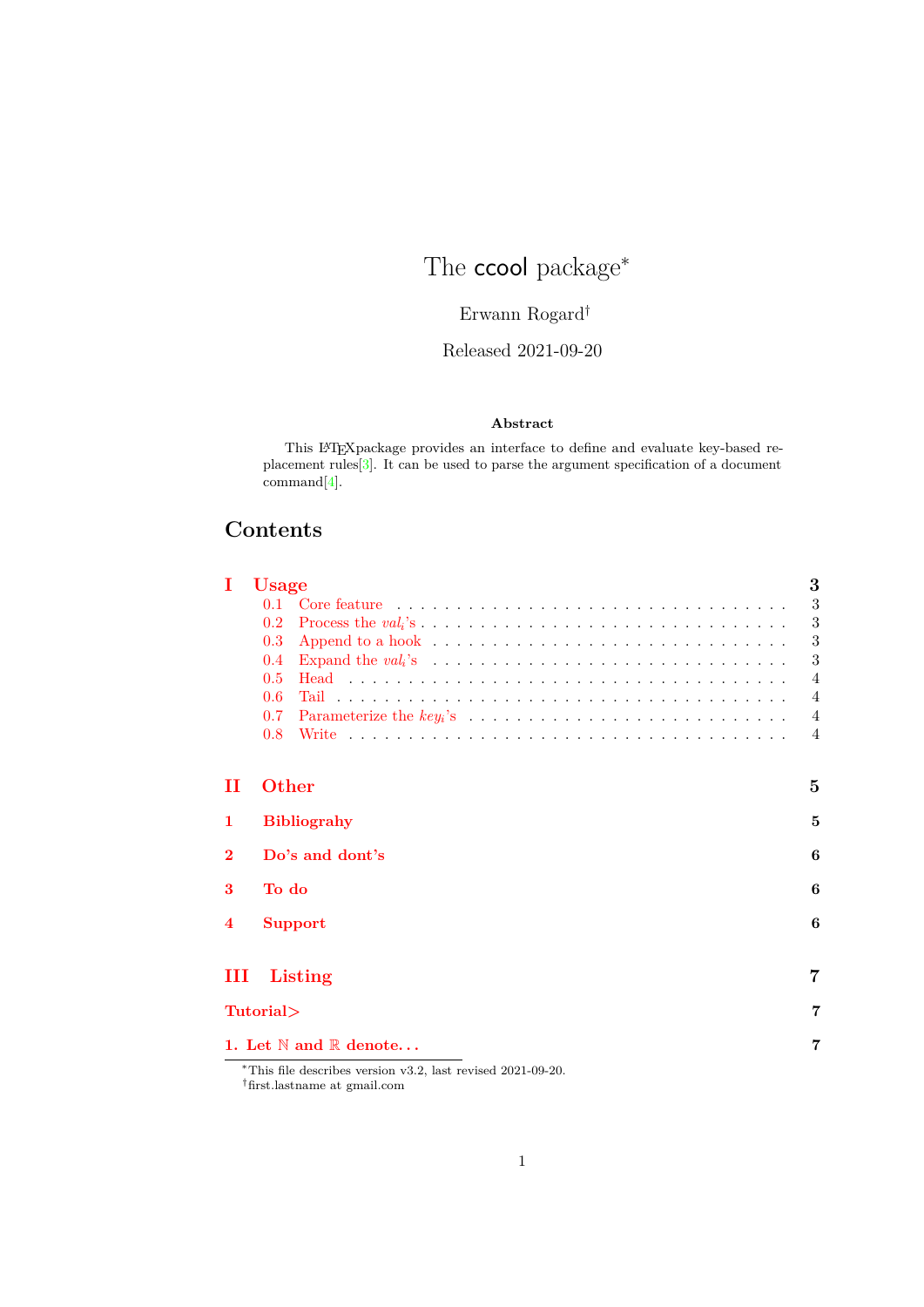# The ccool package*

Erwann Rogard†

Released 2021-09-20

**Abstract**

This LaTeXpackage provides an interface to define and evaluate key-based replacement rules[3]. It can be used to parse the argument specification of a document command[4].

## Contents

- **I Usage** — 3
  - 0.1 Core feature — 3
  - 0.2 Process the $val_i$'s — 3
  - 0.3 Append to a hook — 3
  - 0.4 Expand the $val_i$'s — 3
  - 0.5 Head — 4
  - 0.6 Tail — 4
  - 0.7 Parameterize the $key_i$'s — 4
  - 0.8 Write — 4
- **II Other** — 5
  - **1 Bibliograhy** — 5
  - **2 Do's and dont's** — 6
  - **3 To do** — 6
  - **4 Support** — 6
- **III Listing** — 7
  - **Tutorial>** — 7
  - **1. Let ℕ and ℝ denote...** — 7

*This file describes version v3.2, last revised 2021-09-20.

†first.lastname at gmail.com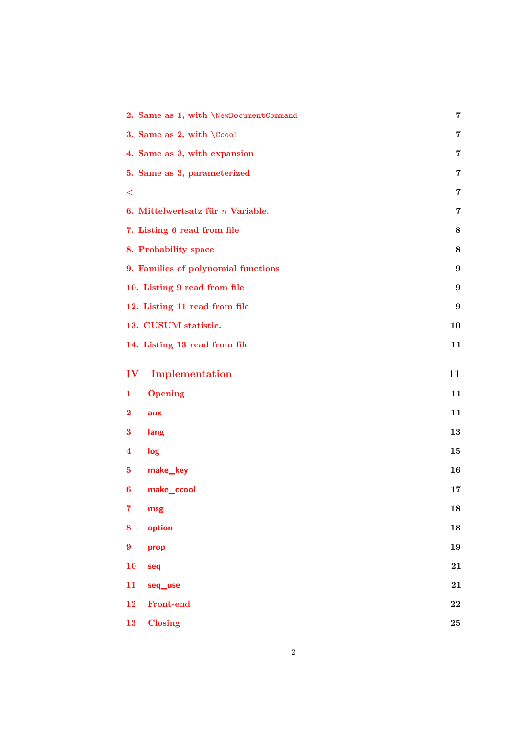2. Same as 1, with `\NewDocumentCommand` 7

3. Same as 2, with `\Ccool` 7

4. Same as 3, with expansion 7

5. Same as 3, parameterized 7

< 7

6. Mittelwertsatz für $n$ Variable. 7

7. Listing 6 read from file 8

8. Probability space 8

9. Families of polynomial functions 9

10. Listing 9 read from file 9

12. Listing 11 read from file 9

13. CUSUM statistic. 10

14. Listing 13 read from file 11

IV Implementation 11

1 Opening 11

2 aux 11

3 lang 13

4 log 15

5 make_key 16

6 make_ccool 17

7 msg 18

8 option 18

9 prop 19

10 seq 21

11 seq_use 21

12 Front-end 22

13 Closing 25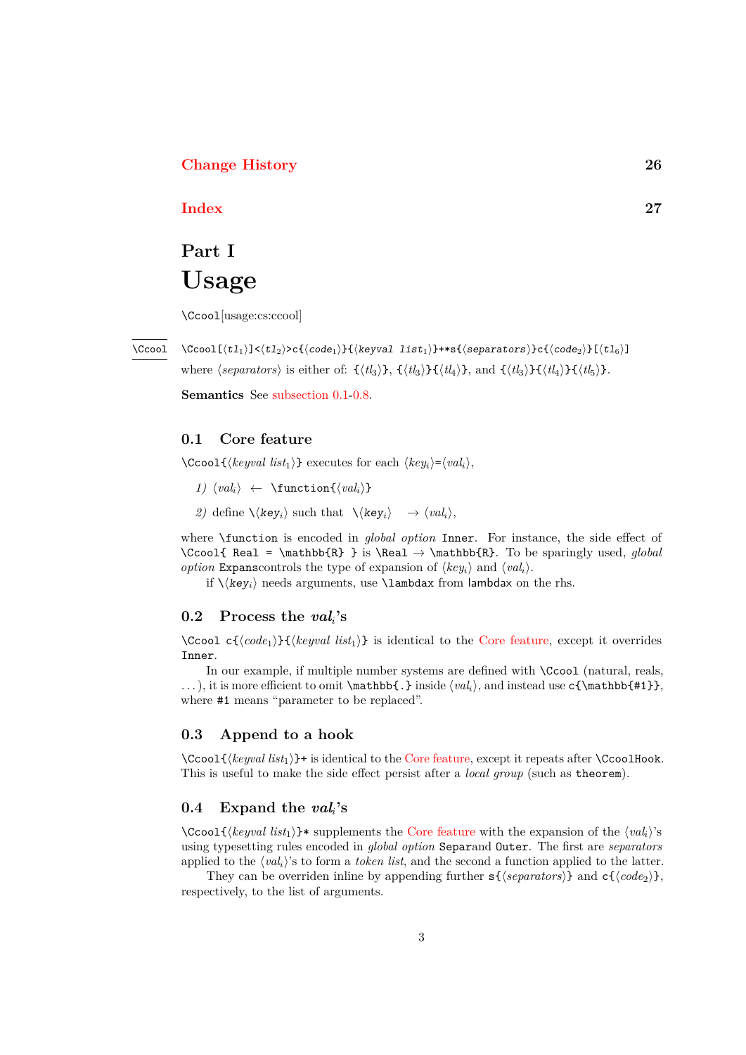Change History 26

Index 27

# Part I
# Usage

\Ccool[usage:cs:ccool]

\Ccool

`\Ccool[⟨tl1⟩]<⟨tl2⟩>c{⟨code1⟩}{⟨keyval list1⟩}+*s{⟨separators⟩}c{⟨code2⟩}[⟨tl6⟩]`

where ⟨*separators*⟩ is either of: `{⟨tl3⟩}`, `{⟨tl3⟩}{⟨tl4⟩}`, and `{⟨tl3⟩}{⟨tl4⟩}{⟨tl5⟩}`.

**Semantics** See subsection 0.1-0.8.

## 0.1 Core feature

`\Ccool{⟨keyval list1⟩}` executes for each ⟨$key_i$⟩=⟨$val_i$⟩,

*1)* ⟨$val_i$⟩ ← `\function{⟨vali⟩}`

*2)* define \⟨$key_i$⟩ such that \⟨$key_i$⟩ → ⟨$val_i$⟩,

where `\function` is encoded in *global option* `Inner`. For instance, the side effect of `\Ccool{ Real = \mathbb{R} }` is `\Real` → `\mathbb{R}`. To be sparingly used, *global option* `Expans`controls the type of expansion of ⟨$key_i$⟩ and ⟨$val_i$⟩.

if \⟨$key_i$⟩ needs arguments, use `\lambdax` from `lambdax` on the rhs.

## 0.2 Process the $val_i$'s

`\Ccool c{⟨code1⟩}{⟨keyval list1⟩}` is identical to the Core feature, except it overrides `Inner`.

In our example, if multiple number systems are defined with `\Ccool` (natural, reals, . . . ), it is more efficient to omit `\mathbb{.}` inside ⟨$val_i$⟩, and instead use `c{\mathbb{#1}}`, where `#1` means "parameter to be replaced".

## 0.3 Append to a hook

`\Ccool{⟨keyval list1⟩}+` is identical to the Core feature, except it repeats after `\CcoolHook`. This is useful to make the side effect persist after a *local group* (such as `theorem`).

## 0.4 Expand the $val_i$'s

`\Ccool{⟨keyval list1⟩}*` supplements the Core feature with the expansion of the ⟨$val_i$⟩'s using typesetting rules encoded in *global option* `Separ`and `Outer`. The first are *separators* applied to the ⟨$val_i$⟩'s to form a *token list*, and the second a function applied to the latter.

They can be overriden inline by appending further `s{⟨separators⟩}` and `c{⟨code2⟩}`, respectively, to the list of arguments.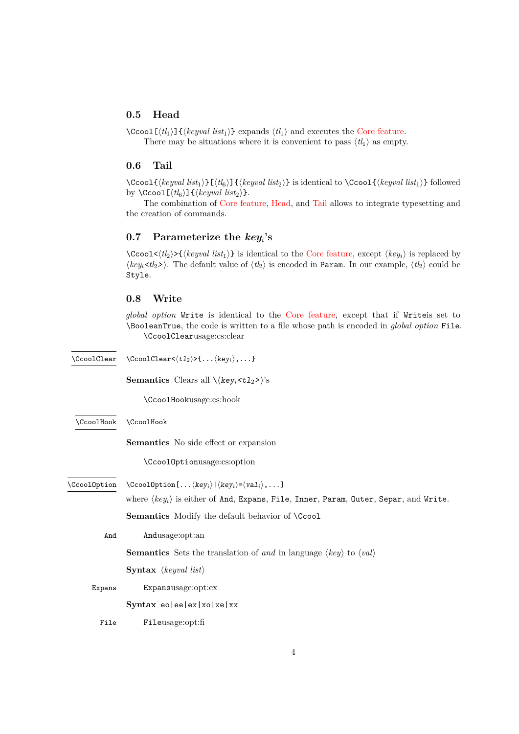## 0.5 Head

`\Ccool[`⟨*tl*$_1$⟩`]{`⟨*keyval list*$_1$⟩`}` expands ⟨*tl*$_1$⟩ and executes the Core feature.

There may be situations where it is convenient to pass ⟨*tl*$_1$⟩ as empty.

## 0.6 Tail

`\Ccool{`⟨*keyval list*$_1$⟩`}[`⟨*tl*$_6$⟩`]{`⟨*keyval list*$_2$⟩`}` is identical to `\Ccool{`⟨*keyval list*$_1$⟩`}` followed by `\Ccool[`⟨*tl*$_6$⟩`]{`⟨*keyval list*$_2$⟩`}`.

The combination of Core feature, Head, and Tail allows to integrate typesetting and the creation of commands.

## 0.7 Parameterize the *key*$_i$'s

`\Ccool<`⟨*tl*$_2$⟩`>{`⟨*keyval list*$_1$⟩`}` is identical to the Core feature, except ⟨*key*$_i$⟩ is replaced by ⟨*key*$_i$`<`*tl*$_2$`>`⟩. The default value of ⟨*tl*$_2$⟩ is encoded in `Param`. In our example, ⟨*tl*$_2$⟩ could be `Style`.

## 0.8 Write

*global option* `Write` is identical to the Core feature, except that if `Write`is set to `\BooleanTrue`, the code is written to a file whose path is encoded in *global option* `File`.

`\CcoolClear`usage:cs:clear

`\CcoolClear` — `\CcoolClear<`⟨*tl*$_2$⟩`>{...`⟨*key*$_i$⟩`,...}`

**Semantics** Clears all \⟨*key*$_i$`<`*tl*$_2$`>`⟩'s

`\CcoolHook`usage:cs:hook

`\CcoolHook` — `\CcoolHook`

**Semantics** No side effect or expansion

`\CcoolOption`usage:cs:option

`\CcoolOption` — `\CcoolOption[...`⟨*key*$_i$⟩`|`⟨*key*$_i$⟩`=`⟨*val*$_i$⟩`,...]`

where ⟨*key*$_i$⟩ is either of `And`, `Expans`, `File`, `Inner`, `Param`, `Outer`, `Separ`, and `Write`.

**Semantics** Modify the default behavior of `\Ccool`

`And` — `And`usage:opt:an

**Semantics** Sets the translation of *and* in language ⟨*key*⟩ to ⟨*val*⟩

**Syntax** ⟨*keyval list*⟩

`Expans` — `Expans`usage:opt:ex

**Syntax** `eo|ee|ex|xo|xe|xx`

`File` — `File`usage:opt:fi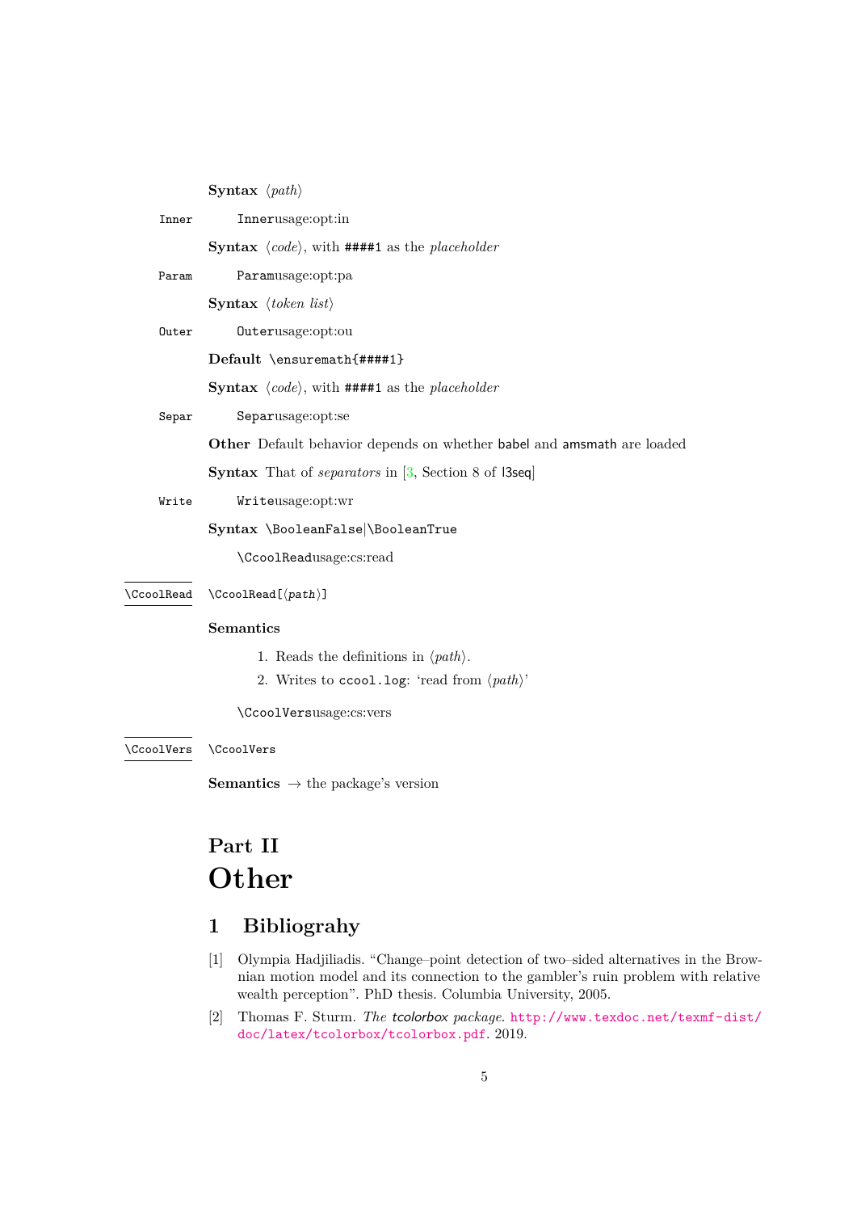**Syntax** ⟨*path*⟩

`Inner` Innerusage:opt:in

**Syntax** ⟨*code*⟩, with `####1` as the *placeholder*

`Param` Paramusage:opt:pa

**Syntax** ⟨*token list*⟩

`Outer` Outerusage:opt:ou

**Default** `\ensuremath{####1}`

**Syntax** ⟨*code*⟩, with `####1` as the *placeholder*

`Separ` Separusage:opt:se

**Other** Default behavior depends on whether babel and amsmath are loaded

**Syntax** That of *separators* in [3, Section 8 of l3seq]

`Write` Writeusage:opt:wr

**Syntax** `\BooleanFalse`|`\BooleanTrue`

`\CcoolRead`usage:cs:read

`\CcoolRead` `\CcoolRead[`⟨*path*⟩`]`

**Semantics**

1. Reads the definitions in ⟨*path*⟩.
2. Writes to `ccool.log`: 'read from ⟨*path*⟩'

`\CcoolVers`usage:cs:vers

`\CcoolVers` `\CcoolVers`

**Semantics** → the package's version

# Part II
# Other

## 1 Bibliograhy

[1] Olympia Hadjiliadis. "Change–point detection of two–sided alternatives in the Brownian motion model and its connection to the gambler's ruin problem with relative wealth perception". PhD thesis. Columbia University, 2005.

[2] Thomas F. Sturm. *The tcolorbox package*. http://www.texdoc.net/texmf-dist/doc/latex/tcolorbox/tcolorbox.pdf. 2019.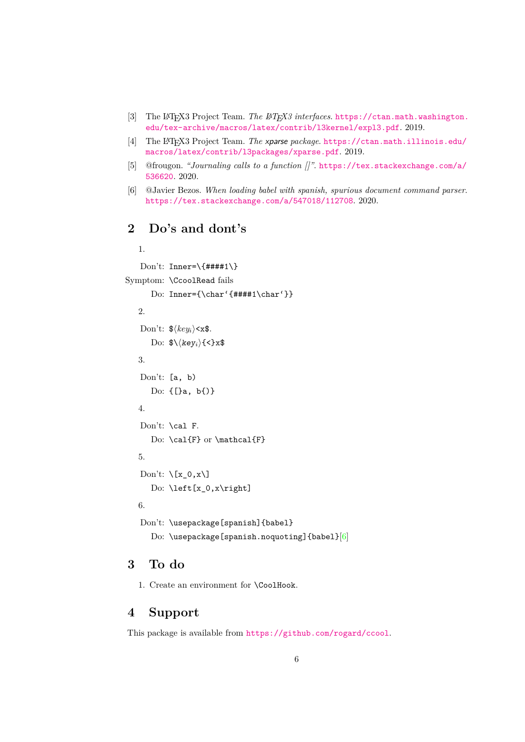[3] The LaTeX3 Project Team. *The LaTeX3 interfaces*. https://ctan.math.washington.edu/tex-archive/macros/latex/contrib/l3kernel/expl3.pdf. 2019.

[4] The LaTeX3 Project Team. *The xparse package*. https://ctan.math.illinois.edu/macros/latex/contrib/l3packages/xparse.pdf. 2019.

[5] @frougon. *"Journaling calls to a function []"*. https://tex.stackexchange.com/a/536620. 2020.

[6] @Javier Bezos. *When loading babel with spanish, spurious document command parser*. https://tex.stackexchange.com/a/547018/112708. 2020.

## 2 Do's and dont's

1.

Don't: `Inner=\{####1\}`

Symptom: `\CcoolRead` fails

Do: `Inner={\char`{####1\char`}}`

2.

Don't: `$`$\langle key_i \rangle$`<x$`.

Do: `$\`$\langle key_i \rangle$`{<}x$`

3.

Don't: `[a, b)`

Do: `{[}a, b{)}`

4.

Don't: `\cal F`.

Do: `\cal{F}` or `\mathcal{F}`

5.

Don't: `\[x_0,x\]`

Do: `\left[x_0,x\right]`

6.

Don't: `\usepackage[spanish]{babel}`

Do: `\usepackage[spanish.noquoting]{babel}`[6]

## 3 To do

1. Create an environment for `\CoolHook`.

## 4 Support

This package is available from https://github.com/rogard/ccool.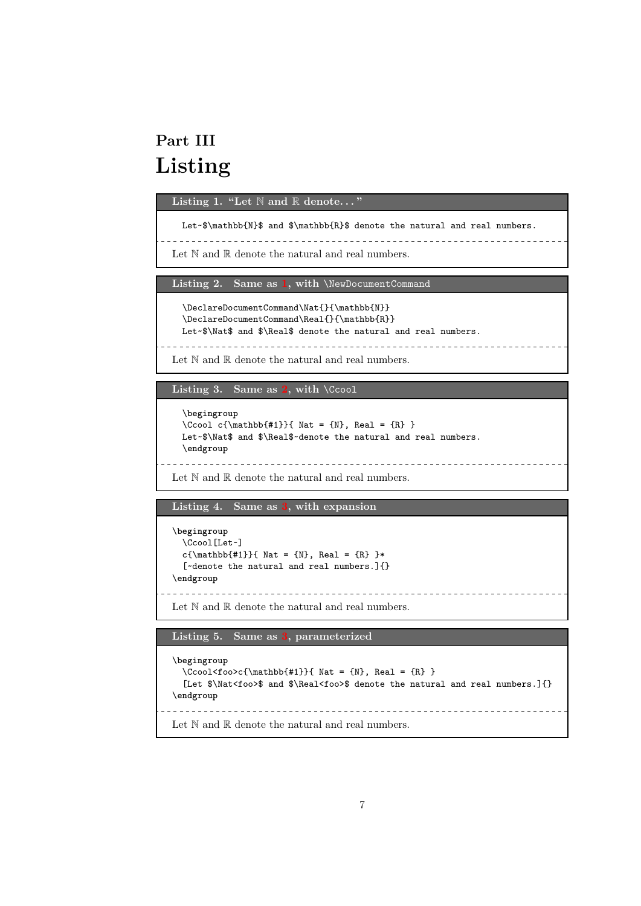# Part III
# Listing

**Listing 1. "Let $\mathbb{N}$ and $\mathbb{R}$ denote. . . "**

```
Let~$\mathbb{N}$ and $\mathbb{R}$ denote the natural and real numbers.
```

Let $\mathbb{N}$ and $\mathbb{R}$ denote the natural and real numbers.

**Listing 2. Same as 1, with `\NewDocumentCommand`**

```
\DeclareDocumentCommand\Nat{}{\mathbb{N}}
\DeclareDocumentCommand\Real{}{\mathbb{R}}
Let~$\Nat$ and $\Real$ denote the natural and real numbers.
```

Let $\mathbb{N}$ and $\mathbb{R}$ denote the natural and real numbers.

**Listing 3. Same as 2, with `\Ccool`**

```
\begingroup
\Ccool c{\mathbb{#1}}{ Nat = {N}, Real = {R} }
Let~$\Nat$ and $\Real$~denote the natural and real numbers.
\endgroup
```

Let $\mathbb{N}$ and $\mathbb{R}$ denote the natural and real numbers.

**Listing 4. Same as 3, with expansion**

```
\begingroup
  \Ccool[Let~]
  c{\mathbb{#1}}{ Nat = {N}, Real = {R} }*
  [~denote the natural and real numbers.]{}
\endgroup
```

Let $\mathbb{N}$ and $\mathbb{R}$ denote the natural and real numbers.

**Listing 5. Same as 3, parameterized**

```
\begingroup
  \Ccool<foo>c{\mathbb{#1}}{ Nat = {N}, Real = {R} }
  [Let $\Nat<foo>$ and $\Real<foo>$ denote the natural and real numbers.]{}
\endgroup
```

Let $\mathbb{N}$ and $\mathbb{R}$ denote the natural and real numbers.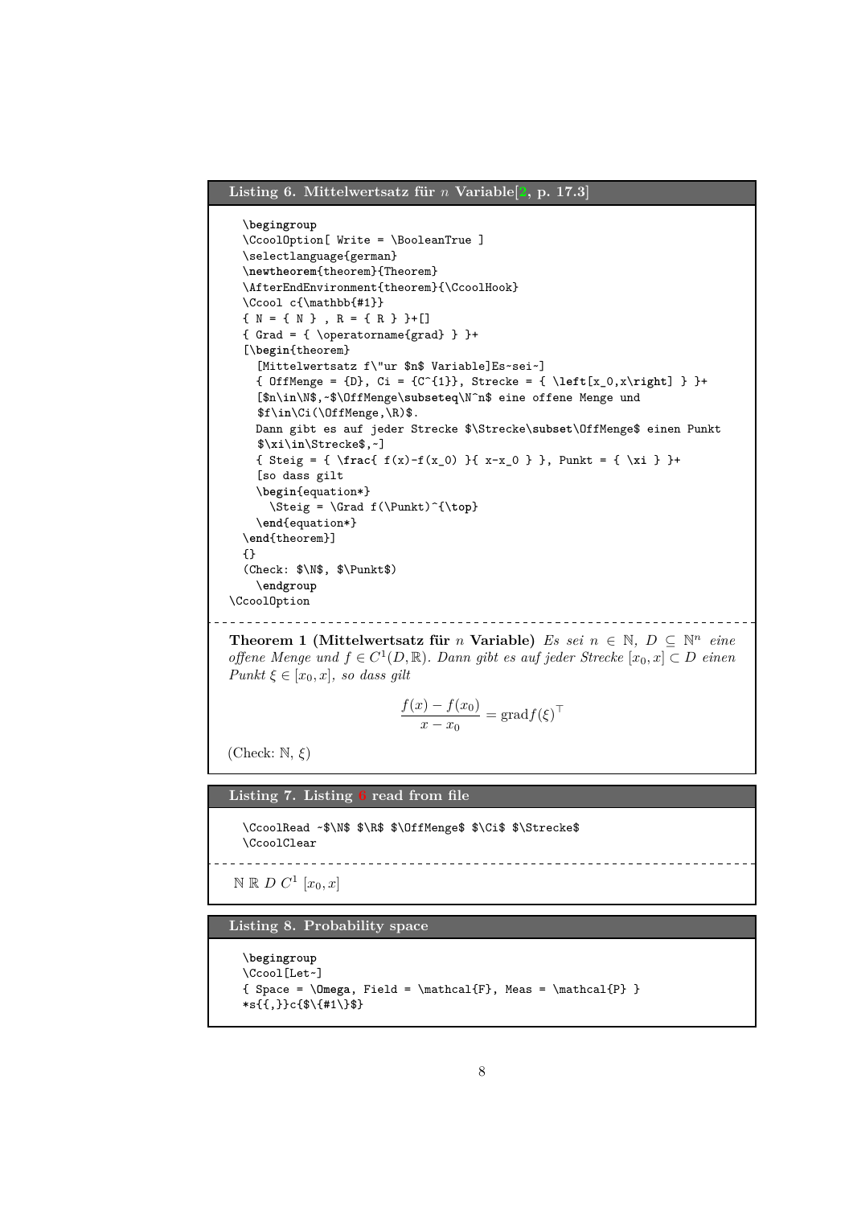**Listing 6. Mittelwertsatz für $n$ Variable[2, p. 17.3]**

```
\begingroup
\CcoolOption[ Write = \BooleanTrue ]
\selectlanguage{german}
\newtheorem{theorem}{Theorem}
\AfterEndEnvironment{theorem}{\CcoolHook}
\Ccool c{\mathbb{#1}}
{ N = { N } , R = { R } }+[]
{ Grad = { \operatorname{grad} } }+
[\begin{theorem}
  [Mittelwertsatz f\"ur $n$ Variable]Es~sei~]
  { OffMenge = {D}, Ci = {C^{1}}, Strecke = { \left[x_0,x\right] } }+
  [$n\in\N$,~$\OffMenge\subseteq\N^n$ eine offene Menge und
  $f\in\Ci(\OffMenge,\R)$.
  Dann gibt es auf jeder Strecke $\Strecke\subset\OffMenge$ einen Punkt
  $\xi\in\Strecke$,~]
  { Steig = { \frac{ f(x)-f(x_0) }{ x-x_0 } }, Punkt = { \xi } }+
  [so dass gilt
  \begin{equation*}
    \Steig = \Grad f(\Punkt)^{\top}
  \end{equation*}
\end{theorem}]
{}
(Check: $\N$, $\Punkt$)
  \endgroup
\CcoolOption
```

**Theorem 1 (Mittelwertsatz für $n$ Variable)** *Es sei $n \in \mathbb{N}$, $D \subseteq \mathbb{N}^n$ eine offene Menge und $f \in C^1(D, \mathbb{R})$. Dann gibt es auf jeder Strecke $[x_0, x] \subset D$ einen Punkt $\xi \in [x_0, x]$, so dass gilt*

$$\frac{f(x) - f(x_0)}{x - x_0} = \operatorname{grad} f(\xi)^{\top}$$

(Check: $\mathbb{N}$, $\xi$)

**Listing 7. Listing 6 read from file**

```
\CcoolRead ~$\N$ $\R$ $\OffMenge$ $\Ci$ $\Strecke$
\CcoolClear
```

$\mathbb{N}$ $\mathbb{R}$ $D$ $C^1$ $[x_0, x]$

**Listing 8. Probability space**

```
\begingroup
\Ccool[Let~]
{ Space = \Omega, Field = \mathcal{F}, Meas = \mathcal{P} }
*s{{,}}c{$\{#1\}$}
```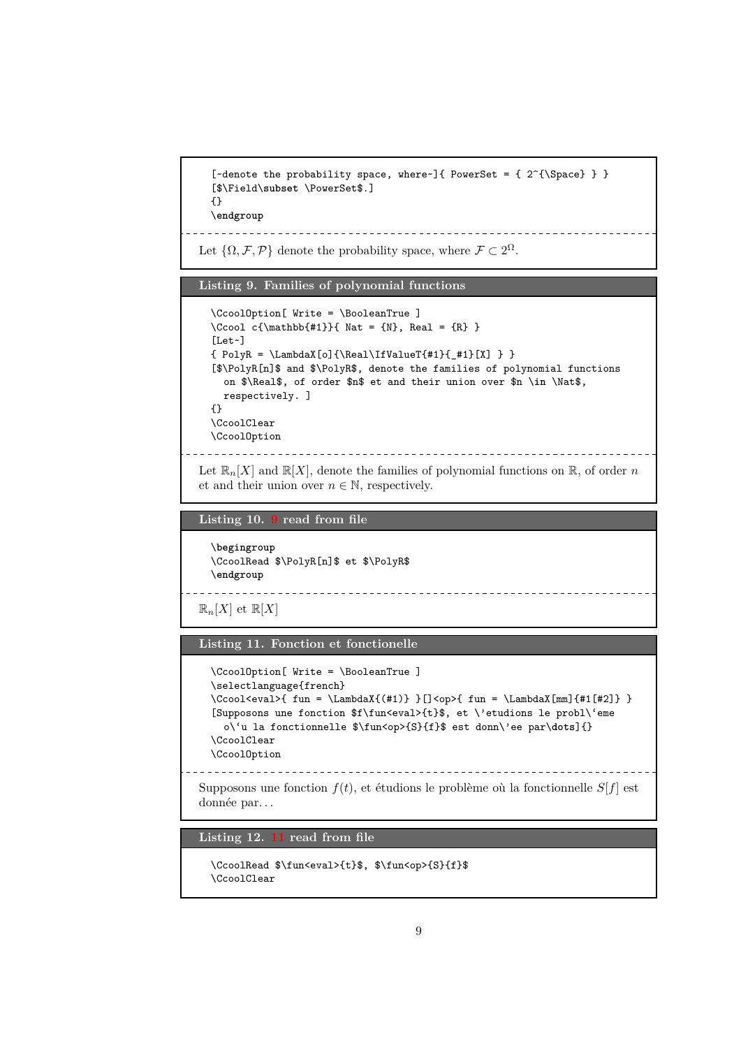```
[~denote the probability space, where~]{ PowerSet = { 2^{\Space} } }
[$\Field\subset \PowerSet$.]
{}
\endgroup
```

Let $\{\Omega, \mathcal{F}, \mathcal{P}\}$ denote the probability space, where $\mathcal{F} \subset 2^{\Omega}$.

**Listing 9. Families of polynomial functions**

```
\CcoolOption[ Write = \BooleanTrue ]
\Ccool c{\mathbb{#1}}{ Nat = {N}, Real = {R} }
[Let~]
{ PolyR = \LambdaX[o]{\Real\IfValueT{#1}{_#1}[X] } }
[$\PolyR[n]$ and $\PolyR$, denote the families of polynomial functions
  on $\Real$, of order $n$ et and their union over $n \in \Nat$,
  respectively. ]
{}
\CcoolClear
\CcoolOption
```

Let $\mathbb{R}_n[X]$ and $\mathbb{R}[X]$, denote the families of polynomial functions on $\mathbb{R}$, of order $n$ et and their union over $n \in \mathbb{N}$, respectively.

**Listing 10. 9 read from file**

```
\begingroup
\CcoolRead $\PolyR[n]$ et $\PolyR$
\endgroup
```

$\mathbb{R}_n[X]$ et $\mathbb{R}[X]$

**Listing 11. Fonction et fonctionelle**

```
\CcoolOption[ Write = \BooleanTrue ]
\selectlanguage{french}
\Ccool<eval>{ fun = \LambdaX{(#1)} }[]<op>{ fun = \LambdaX[mm]{#1[#2]} }
[Supposons une fonction $f\fun<eval>{t}$, et \'etudions le probl\`eme
  o\`u la fonctionnelle $\fun<op>{S}{f}$ est donn\'ee par\dots]{}
\CcoolClear
\CcoolOption
```

Supposons une fonction $f(t)$, et étudions le problème où la fonctionnelle $S[f]$ est donnée par…

**Listing 12. 11 read from file**

```
\CcoolRead $\fun<eval>{t}$, $\fun<op>{S}{f}$
\CcoolClear
```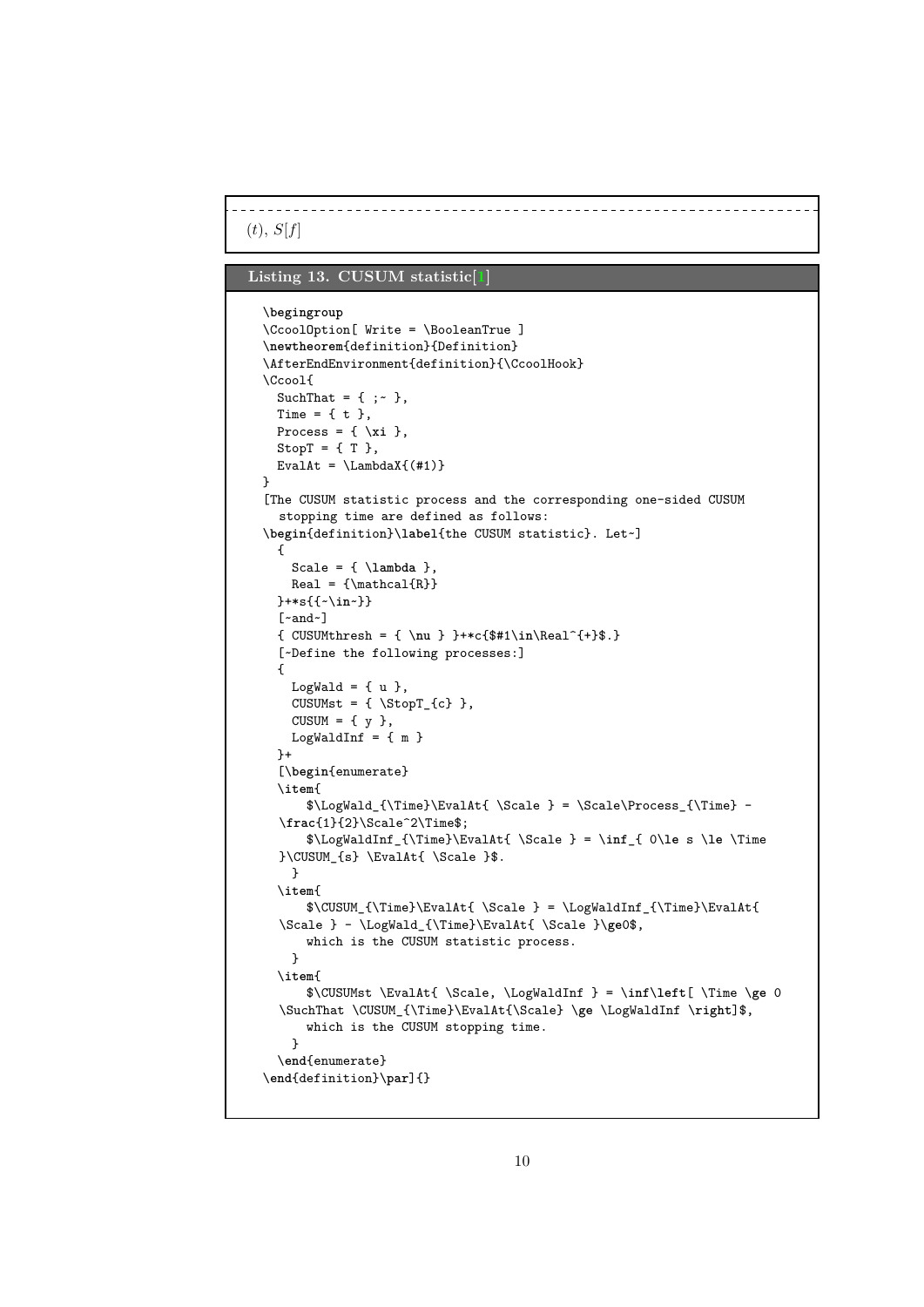$(t)$, $S[f]$

**Listing 13. CUSUM statistic[1]**

```
\begingroup
\CcoolOption[ Write = \BooleanTrue ]
\newtheorem{definition}{Definition}
\AfterEndEnvironment{definition}{\CcoolHook}
\Ccool{
  SuchThat = { ;~ },
  Time = { t },
  Process = { \xi },
  StopT = { T },
  EvalAt = \LambdaX{(#1)}
}
[The CUSUM statistic process and the corresponding one-sided CUSUM
  stopping time are defined as follows:
\begin{definition}\label{the CUSUM statistic}. Let~]
  {
    Scale = { \lambda },
    Real = {\mathcal{R}}
  }+*s{{~\in~}}
  [~and~]
  { CUSUMthresh = { \nu } }+*c{$#1\in\Real^{+}$.}
  [~Define the following processes:]
  {
    LogWald = { u },
    CUSUMst = { \StopT_{c} },
    CUSUM = { y },
    LogWaldInf = { m }
  }+
  [\begin{enumerate}
  \item{
      $\LogWald_{\Time}\EvalAt{ \Scale } = \Scale\Process_{\Time} -
  \frac{1}{2}\Scale^2\Time$;
      $\LogWaldInf_{\Time}\EvalAt{ \Scale } = \inf_{ 0\le s \le \Time
  }\CUSUM_{s} \EvalAt{ \Scale }$.
    }
  \item{
      $\CUSUM_{\Time}\EvalAt{ \Scale } = \LogWaldInf_{\Time}\EvalAt{
  \Scale } - \LogWald_{\Time}\EvalAt{ \Scale }\ge0$,
      which is the CUSUM statistic process.
    }
  \item{
      $\CUSUMst \EvalAt{ \Scale, \LogWaldInf } = \inf\left[ \Time \ge 0
  \SuchThat \CUSUM_{\Time}\EvalAt{\Scale} \ge \LogWaldInf \right]$,
      which is the CUSUM stopping time.
    }
  \end{enumerate}
\end{definition}\par]{}
```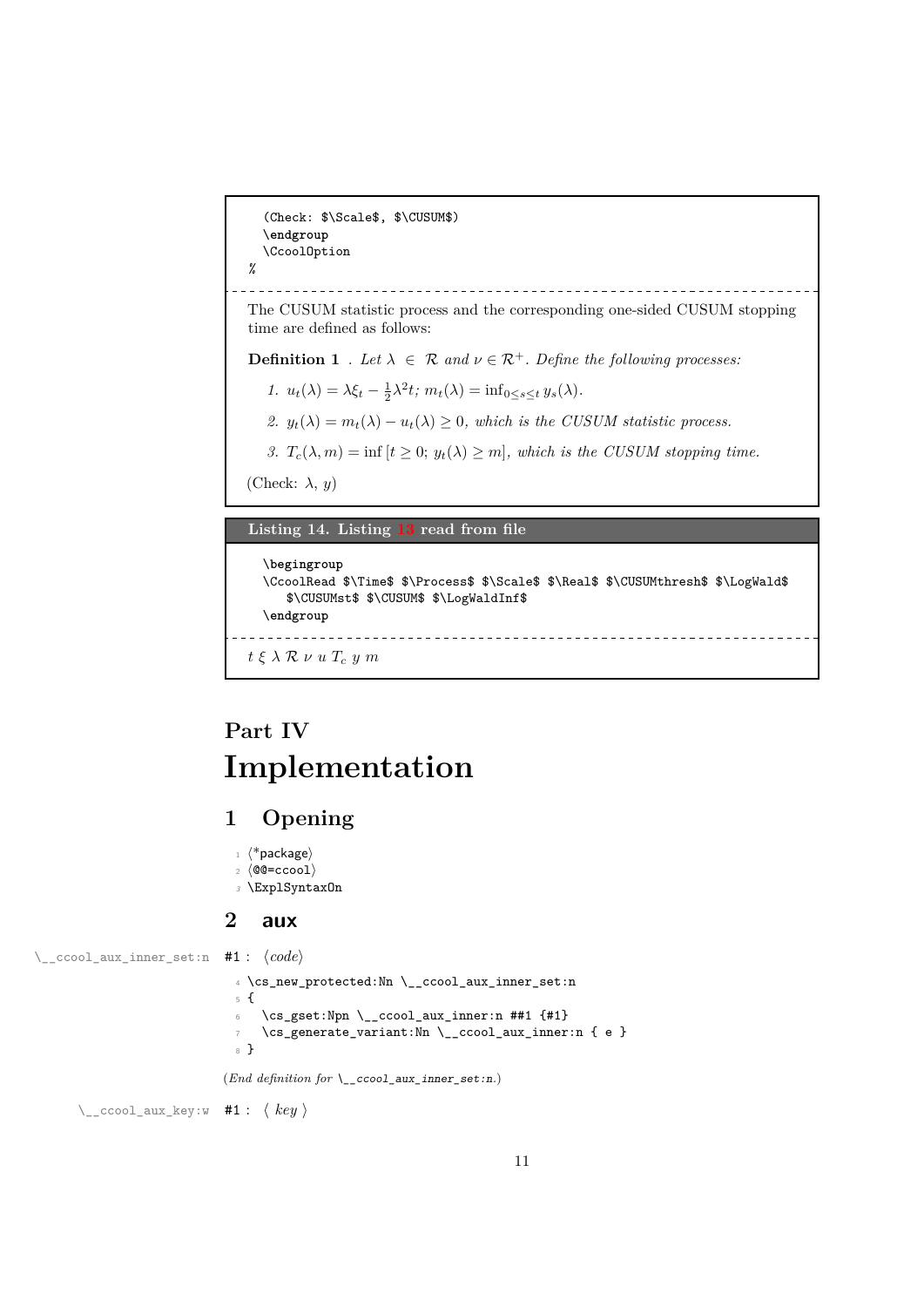```
(Check: $\Scale$, $\CUSUM$)
\endgroup
\CcoolOption
%
```

The CUSUM statistic process and the corresponding one-sided CUSUM stopping time are defined as follows:

**Definition 1** . *Let* $\lambda \in \mathcal{R}$ *and* $\nu \in \mathcal{R}^+$. *Define the following processes:*

1. $u_t(\lambda) = \lambda\xi_t - \frac{1}{2}\lambda^2 t$; $m_t(\lambda) = \inf_{0\leq s\leq t} y_s(\lambda)$.
2. $y_t(\lambda) = m_t(\lambda) - u_t(\lambda) \geq 0$, *which is the CUSUM statistic process.*
3. $T_c(\lambda, m) = \inf\,[t \geq 0;\ y_t(\lambda) \geq m]$, *which is the CUSUM stopping time.*

(Check: $\lambda$, $y$)

**Listing 14. Listing 13 read from file**

```
\begingroup
\CcoolRead $\Time$ $\Process$ $\Scale$ $\Real$ $\CUSUMthresh$ $\LogWald$
   $\CUSUMst$ $\CUSUM$ $\LogWaldInf$
\endgroup
```

$t\ \xi\ \lambda\ \mathcal{R}\ \nu\ u\ T_c\ y\ m$

# Part IV
# Implementation

## 1 Opening

```
1 <*package>
2 <@@=ccool>
3 \ExplSyntaxOn
```

## 2 aux

`\__ccool_aux_inner_set:n` #1 : ⟨*code*⟩

```
4 \cs_new_protected:Nn \__ccool_aux_inner_set:n
5 {
6   \cs_gset:Npn \__ccool_aux_inner:n ##1 {#1}
7   \cs_generate_variant:Nn \__ccool_aux_inner:n { e }
8 }
```

(*End definition for* `\__ccool_aux_inner_set:n`.)

`\__ccool_aux_key:w` #1 : ⟨ *key* ⟩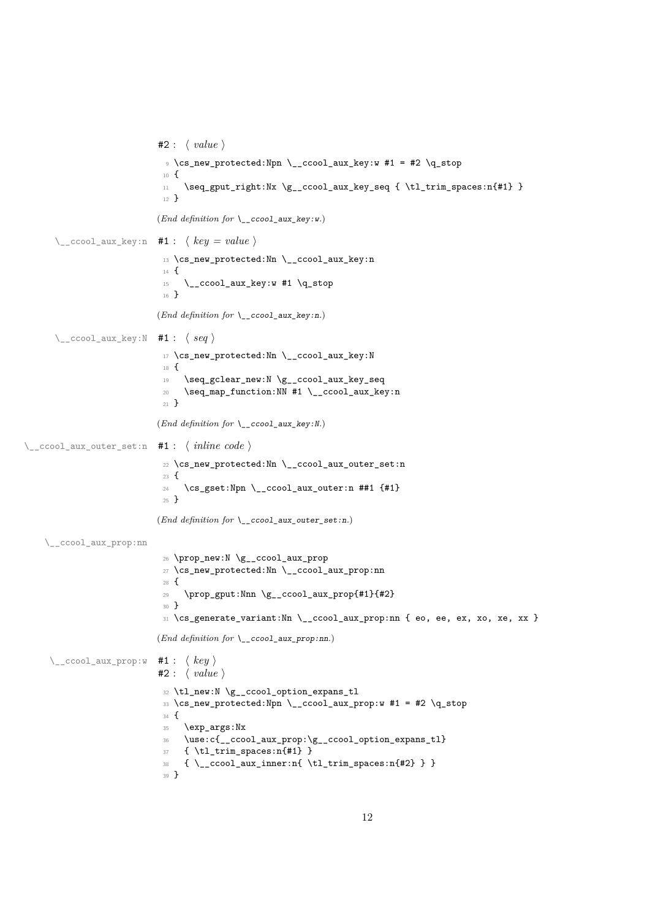#2 : ⟨ *value* ⟩

```
9 \cs_new_protected:Npn \__ccool_aux_key:w #1 = #2 \q_stop
10 {
11   \seq_gput_right:Nx \g__ccool_aux_key_seq { \tl_trim_spaces:n{#1} }
12 }
```

(*End definition for* `\__ccool_aux_key:w`.)

`\__ccool_aux_key:n` #1 : ⟨ *key* = *value* ⟩

```
13 \cs_new_protected:Nn \__ccool_aux_key:n
14 {
15   \__ccool_aux_key:w #1 \q_stop
16 }
```

(*End definition for* `\__ccool_aux_key:n`.)

`\__ccool_aux_key:N` #1 : ⟨ *seq* ⟩

```
17 \cs_new_protected:Nn \__ccool_aux_key:N
18 {
19   \seq_gclear_new:N \g__ccool_aux_key_seq
20   \seq_map_function:NN #1 \__ccool_aux_key:n
21 }
```

(*End definition for* `\__ccool_aux_key:N`.)

`\__ccool_aux_outer_set:n` #1 : ⟨ *inline code* ⟩

```
22 \cs_new_protected:Nn \__ccool_aux_outer_set:n
23 {
24   \cs_gset:Npn \__ccool_aux_outer:n ##1 {#1}
25 }
```

(*End definition for* `\__ccool_aux_outer_set:n`.)

`\__ccool_aux_prop:nn`

```
26 \prop_new:N \g__ccool_aux_prop
27 \cs_new_protected:Nn \__ccool_aux_prop:nn
28 {
29   \prop_gput:Nnn \g__ccool_aux_prop{#1}{#2}
30 }
31 \cs_generate_variant:Nn \__ccool_aux_prop:nn { eo, ee, ex, xo, xe, xx }
```

(*End definition for* `\__ccool_aux_prop:nn`.)

`\__ccool_aux_prop:w` #1 : ⟨ *key* ⟩
#2 : ⟨ *value* ⟩

```
32 \tl_new:N \g__ccool_option_expans_tl
33 \cs_new_protected:Npn \__ccool_aux_prop:w #1 = #2 \q_stop
34 {
35   \exp_args:Nx
36   \use:c{__ccool_aux_prop:\g__ccool_option_expans_tl}
37   { \tl_trim_spaces:n{#1} }
38   { \__ccool_aux_inner:n{ \tl_trim_spaces:n{#2} } }
39 }
```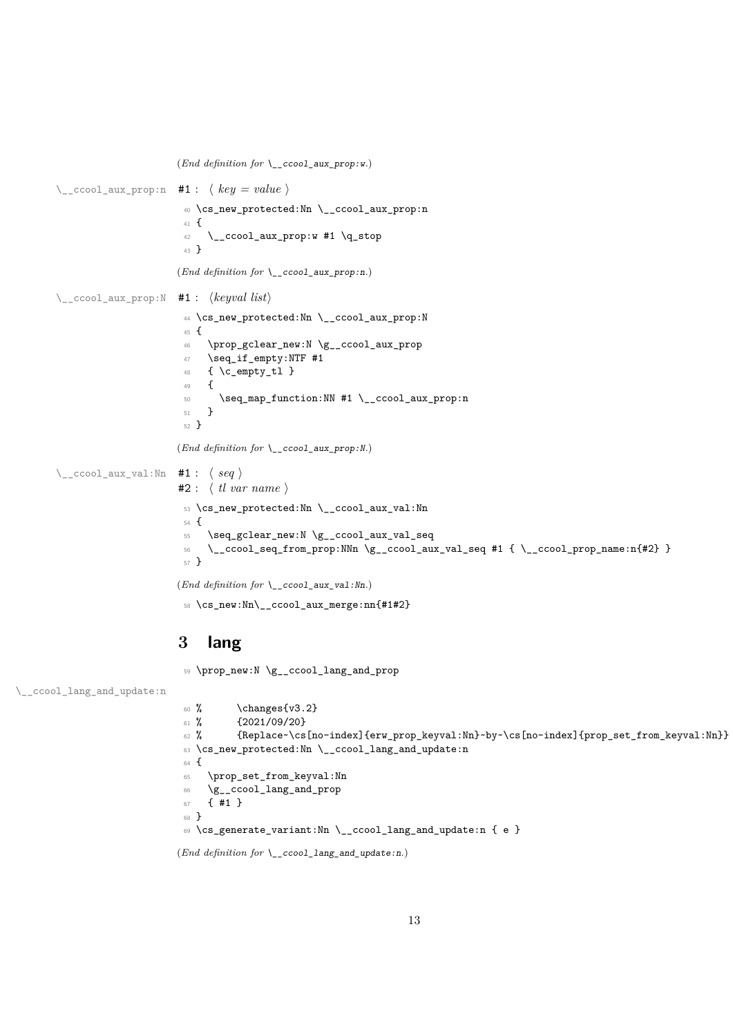(*End definition for* `\__ccool_aux_prop:w`.)

`\__ccool_aux_prop:n` #1 : ⟨ *key* = *value* ⟩

```
40 \cs_new_protected:Nn \__ccool_aux_prop:n
41 {
42   \__ccool_aux_prop:w #1 \q_stop
43 }
```

(*End definition for* `\__ccool_aux_prop:n`.)

`\__ccool_aux_prop:N` #1 : ⟨*keyval list*⟩

```
44 \cs_new_protected:Nn \__ccool_aux_prop:N
45 {
46   \prop_gclear_new:N \g__ccool_aux_prop
47   \seq_if_empty:NTF #1
48   { \c_empty_tl }
49   {
50     \seq_map_function:NN #1 \__ccool_aux_prop:n
51   }
52 }
```

(*End definition for* `\__ccool_aux_prop:N`.)

`\__ccool_aux_val:Nn` #1 : ⟨ *seq* ⟩
#2 : ⟨ *tl var name* ⟩

```
53 \cs_new_protected:Nn \__ccool_aux_val:Nn
54 {
55   \seq_gclear_new:N \g__ccool_aux_val_seq
56   \__ccool_seq_from_prop:NNn \g__ccool_aux_val_seq #1 { \__ccool_prop_name:n{#2} }
57 }
```

(*End definition for* `\__ccool_aux_val:Nn`.)

```
58 \cs_new:Nn\__ccool_aux_merge:nn{#1#2}
```

# 3 lang

```
59 \prop_new:N \g__ccool_lang_and_prop
```

`\__ccool_lang_and_update:n`

```
60 %      \changes{v3.2}
61 %      {2021/09/20}
62 %      {Replace~\cs[no-index]{erw_prop_keyval:Nn}~by~\cs[no-index]{prop_set_from_keyval:Nn}}
63 \cs_new_protected:Nn \__ccool_lang_and_update:n
64 {
65   \prop_set_from_keyval:Nn
66   \g__ccool_lang_and_prop
67   { #1 }
68 }
69 \cs_generate_variant:Nn \__ccool_lang_and_update:n { e }
```

(*End definition for* `\__ccool_lang_and_update:n`.)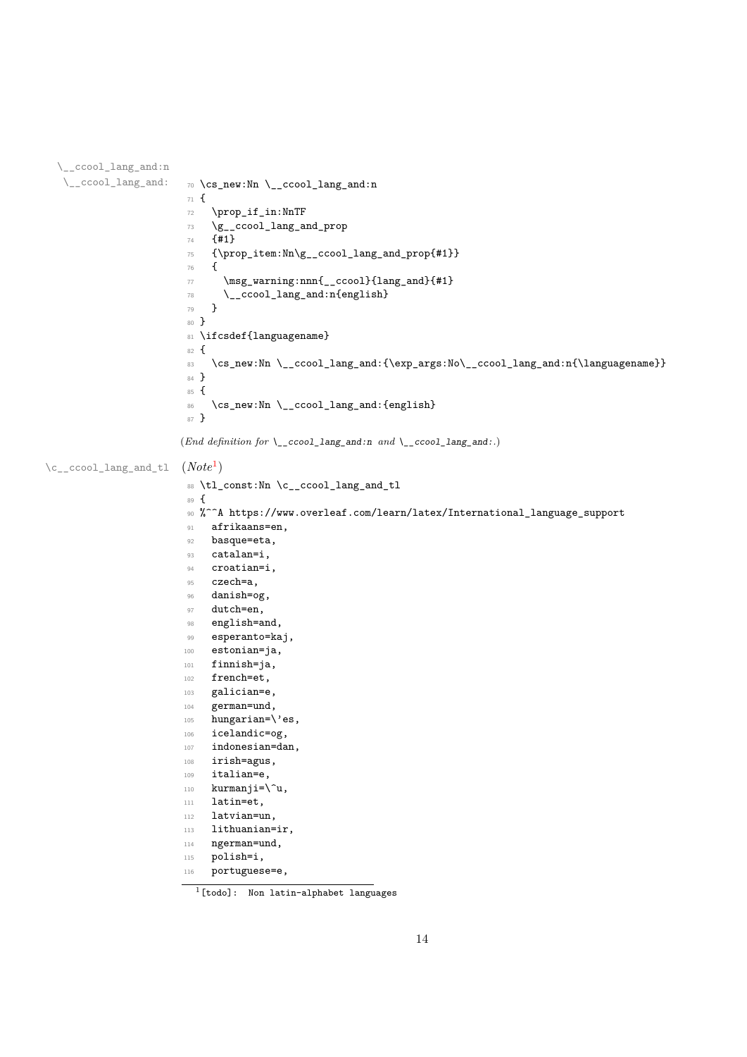\__ccool_lang_and:n
\__ccool_lang_and:

```
70 \cs_new:Nn \__ccool_lang_and:n
71 {
72   \prop_if_in:NnTF
73   \g__ccool_lang_and_prop
74   {#1}
75   {\prop_item:Nn\g__ccool_lang_and_prop{#1}}
76   {
77     \msg_warning:nnn{__ccool}{lang_and}{#1}
78     \__ccool_lang_and:n{english}
79   }
80 }
81 \ifcsdef{languagename}
82 {
83   \cs_new:Nn \__ccool_lang_and:{\exp_args:No\__ccool_lang_and:n{\languagename}}
84 }
85 {
86   \cs_new:Nn \__ccool_lang_and:{english}
87 }
```

(*End definition for* \__ccool_lang_and:n *and* \__ccool_lang_and:.)

\c__ccool_lang_and_tl (*Note*[1])

```
88 \tl_const:Nn \c__ccool_lang_and_tl
89 {
90 %^^A https://www.overleaf.com/learn/latex/International_language_support
91   afrikaans=en,
92   basque=eta,
93   catalan=i,
94   croatian=i,
95   czech=a,
96   danish=og,
97   dutch=en,
98   english=and,
99   esperanto=kaj,
100  estonian=ja,
101  finnish=ja,
102  french=et,
103  galician=e,
104  german=und,
105  hungarian=\'es,
106  icelandic=og,
107  indonesian=dan,
108  irish=agus,
109  italian=e,
110  kurmanji=\^u,
111  latin=et,
112  latvian=un,
113  lithuanian=ir,
114  ngerman=und,
115  polish=i,
116  portuguese=e,
```

[1] [todo]: Non latin-alphabet languages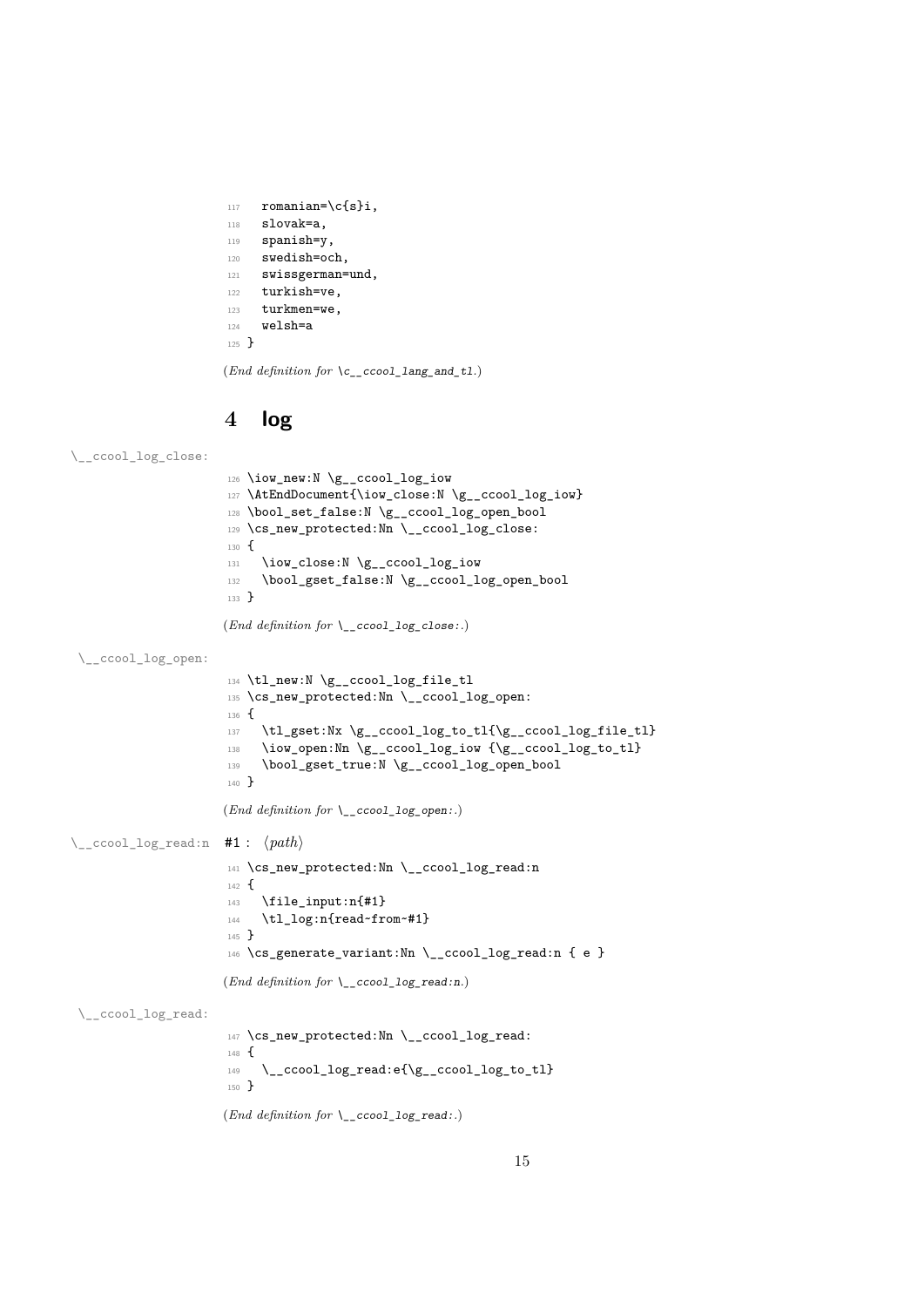```
117   romanian=\c{s}i,
118   slovak=a,
119   spanish=y,
120   swedish=och,
121   swissgerman=und,
122   turkish=ve,
123   turkmen=we,
124   welsh=a
125 }
```

(*End definition for* `\c__ccool_lang_and_tl`.)

# 4 log

`\__ccool_log_close:`

```
126 \iow_new:N \g__ccool_log_iow
127 \AtEndDocument{\iow_close:N \g__ccool_log_iow}
128 \bool_set_false:N \g__ccool_log_open_bool
129 \cs_new_protected:Nn \__ccool_log_close:
130 {
131   \iow_close:N \g__ccool_log_iow
132   \bool_gset_false:N \g__ccool_log_open_bool
133 }
```

(*End definition for* `\__ccool_log_close:`.)

`\__ccool_log_open:`

```
134 \tl_new:N \g__ccool_log_file_tl
135 \cs_new_protected:Nn \__ccool_log_open:
136 {
137   \tl_gset:Nx \g__ccool_log_to_tl{\g__ccool_log_file_tl}
138   \iow_open:Nn \g__ccool_log_iow {\g__ccool_log_to_tl}
139   \bool_gset_true:N \g__ccool_log_open_bool
140 }
```

(*End definition for* `\__ccool_log_open:`.)

`\__ccool_log_read:n` #1 : ⟨*path*⟩

```
141 \cs_new_protected:Nn \__ccool_log_read:n
142 {
143   \file_input:n{#1}
144   \tl_log:n{read~from~#1}
145 }
146 \cs_generate_variant:Nn \__ccool_log_read:n { e }
```

(*End definition for* `\__ccool_log_read:n`.)

`\__ccool_log_read:`

```
147 \cs_new_protected:Nn \__ccool_log_read:
148 {
149   \__ccool_log_read:e{\g__ccool_log_to_tl}
150 }
```

(*End definition for* `\__ccool_log_read:`.)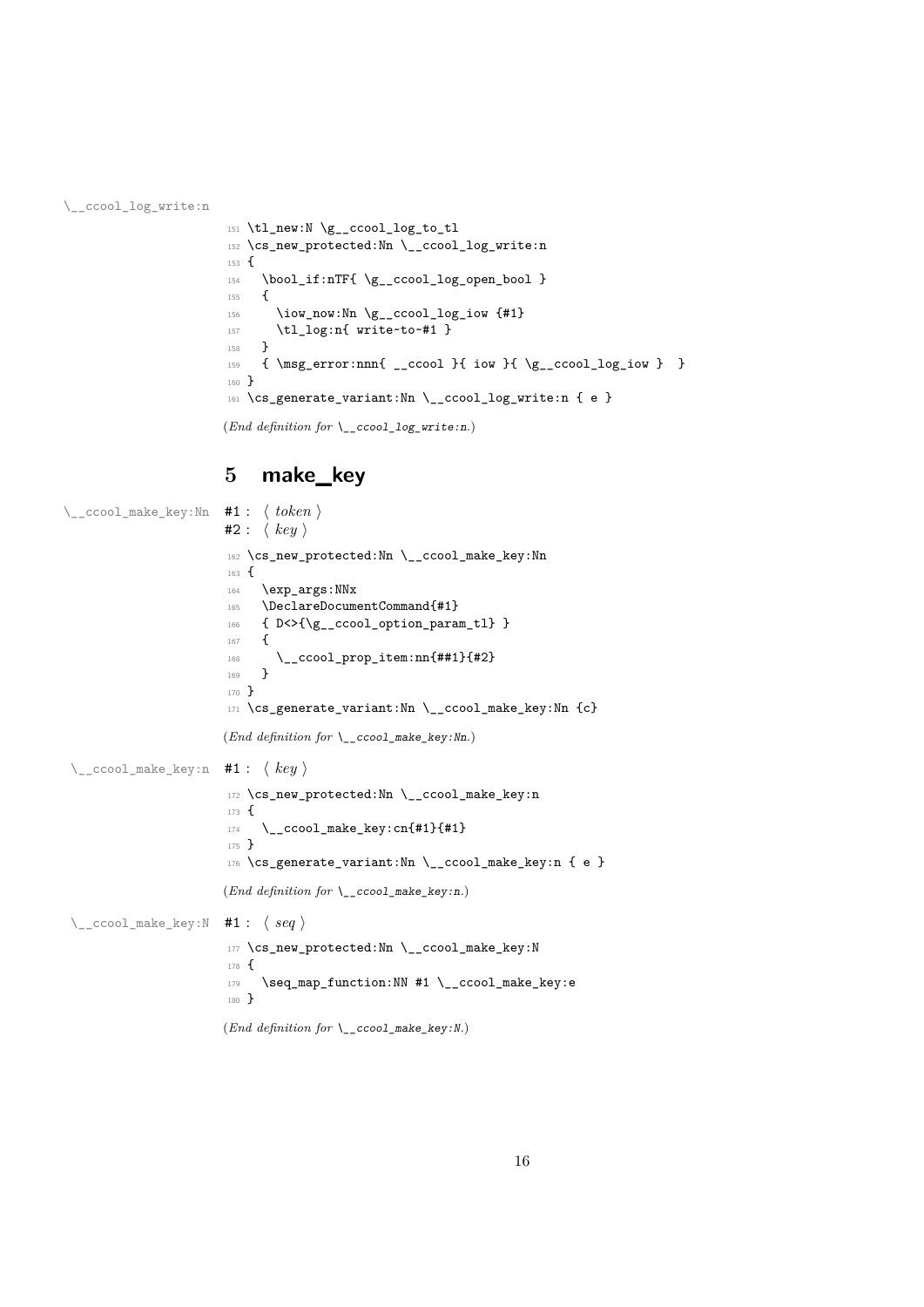\__ccool_log_write:n

```
151 \tl_new:N \g__ccool_log_to_tl
152 \cs_new_protected:Nn \__ccool_log_write:n
153 {
154   \bool_if:nTF{ \g__ccool_log_open_bool }
155   {
156     \iow_now:Nn \g__ccool_log_iow {#1}
157     \tl_log:n{ write~to~#1 }
158   }
159   { \msg_error:nnn{ __ccool }{ iow }{ \g__ccool_log_iow }  }
160 }
161 \cs_generate_variant:Nn \__ccool_log_write:n { e }
```

(*End definition for* `\__ccool_log_write:n`.)

## 5 make_key

\__ccool_make_key:Nn

#1 : ⟨ *token* ⟩
#2 : ⟨ *key* ⟩

```
162 \cs_new_protected:Nn \__ccool_make_key:Nn
163 {
164   \exp_args:NNx
165   \DeclareDocumentCommand{#1}
166   { D<>{\g__ccool_option_param_tl} }
167   {
168     \__ccool_prop_item:nn{##1}{#2}
169   }
170 }
171 \cs_generate_variant:Nn \__ccool_make_key:Nn {c}
```

(*End definition for* `\__ccool_make_key:Nn`.)

\__ccool_make_key:n

#1 : ⟨ *key* ⟩

```
172 \cs_new_protected:Nn \__ccool_make_key:n
173 {
174   \__ccool_make_key:cn{#1}{#1}
175 }
176 \cs_generate_variant:Nn \__ccool_make_key:n { e }
```

(*End definition for* `\__ccool_make_key:n`.)

\__ccool_make_key:N

#1 : ⟨ *seq* ⟩

```
177 \cs_new_protected:Nn \__ccool_make_key:N
178 {
179   \seq_map_function:NN #1 \__ccool_make_key:e
180 }
```

(*End definition for* `\__ccool_make_key:N`.)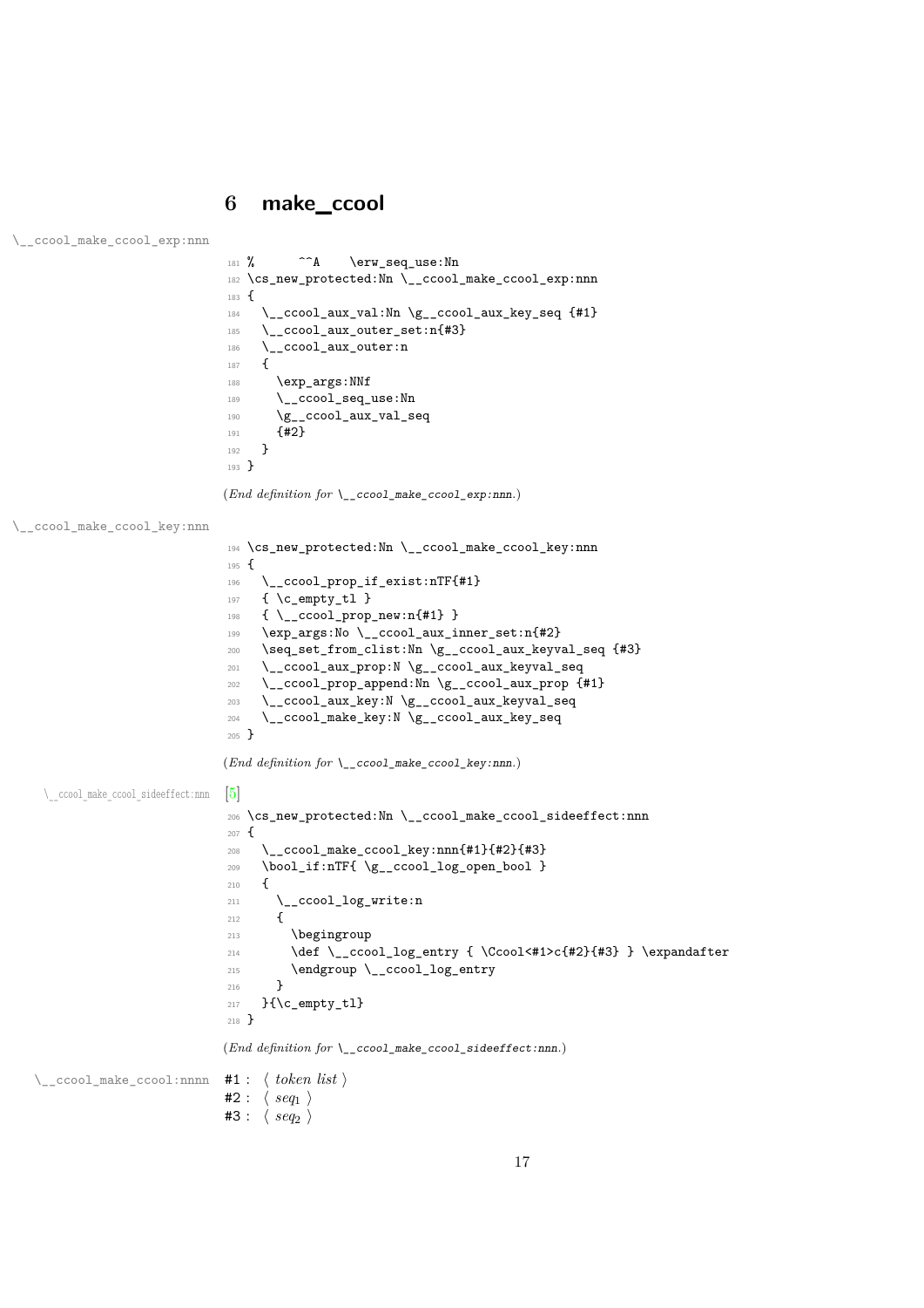## 6 make_ccool

\__ccool_make_ccool_exp:nnn

```
181 %      ^^A    \erw_seq_use:Nn
182 \cs_new_protected:Nn \__ccool_make_ccool_exp:nnn
183 {
184   \__ccool_aux_val:Nn \g__ccool_aux_key_seq {#1}
185   \__ccool_aux_outer_set:n{#3}
186   \__ccool_aux_outer:n
187   {
188     \exp_args:NNf
189     \__ccool_seq_use:Nn
190     \g__ccool_aux_val_seq
191     {#2}
192   }
193 }
```

(*End definition for* `\__ccool_make_ccool_exp:nnn`.)

\__ccool_make_ccool_key:nnn

```
194 \cs_new_protected:Nn \__ccool_make_ccool_key:nnn
195 {
196   \__ccool_prop_if_exist:nTF{#1}
197   { \c_empty_tl }
198   { \__ccool_prop_new:n{#1} }
199   \exp_args:No \__ccool_aux_inner_set:n{#2}
200   \seq_set_from_clist:Nn \g__ccool_aux_keyval_seq {#3}
201   \__ccool_aux_prop:N \g__ccool_aux_keyval_seq
202   \__ccool_prop_append:Nn \g__ccool_aux_prop {#1}
203   \__ccool_aux_key:N \g__ccool_aux_keyval_seq
204   \__ccool_make_key:N \g__ccool_aux_key_seq
205 }
```

(*End definition for* `\__ccool_make_ccool_key:nnn`.)

\__ccool_make_ccool_sideeffect:nnn [5]

```
206 \cs_new_protected:Nn \__ccool_make_ccool_sideeffect:nnn
207 {
208   \__ccool_make_ccool_key:nnn{#1}{#2}{#3}
209   \bool_if:nTF{ \g__ccool_log_open_bool }
210   {
211     \__ccool_log_write:n
212     {
213       \begingroup
214       \def \__ccool_log_entry { \Ccool<#1>c{#2}{#3} } \expandafter
215       \endgroup \__ccool_log_entry
216     }
217   }{\c_empty_tl}
218 }
```

(*End definition for* `\__ccool_make_ccool_sideeffect:nnn`.)

\__ccool_make_ccool:nnnn

#1 : ⟨ *token list* ⟩
#2 : ⟨ $seq_1$ ⟩
#3 : ⟨ $seq_2$ ⟩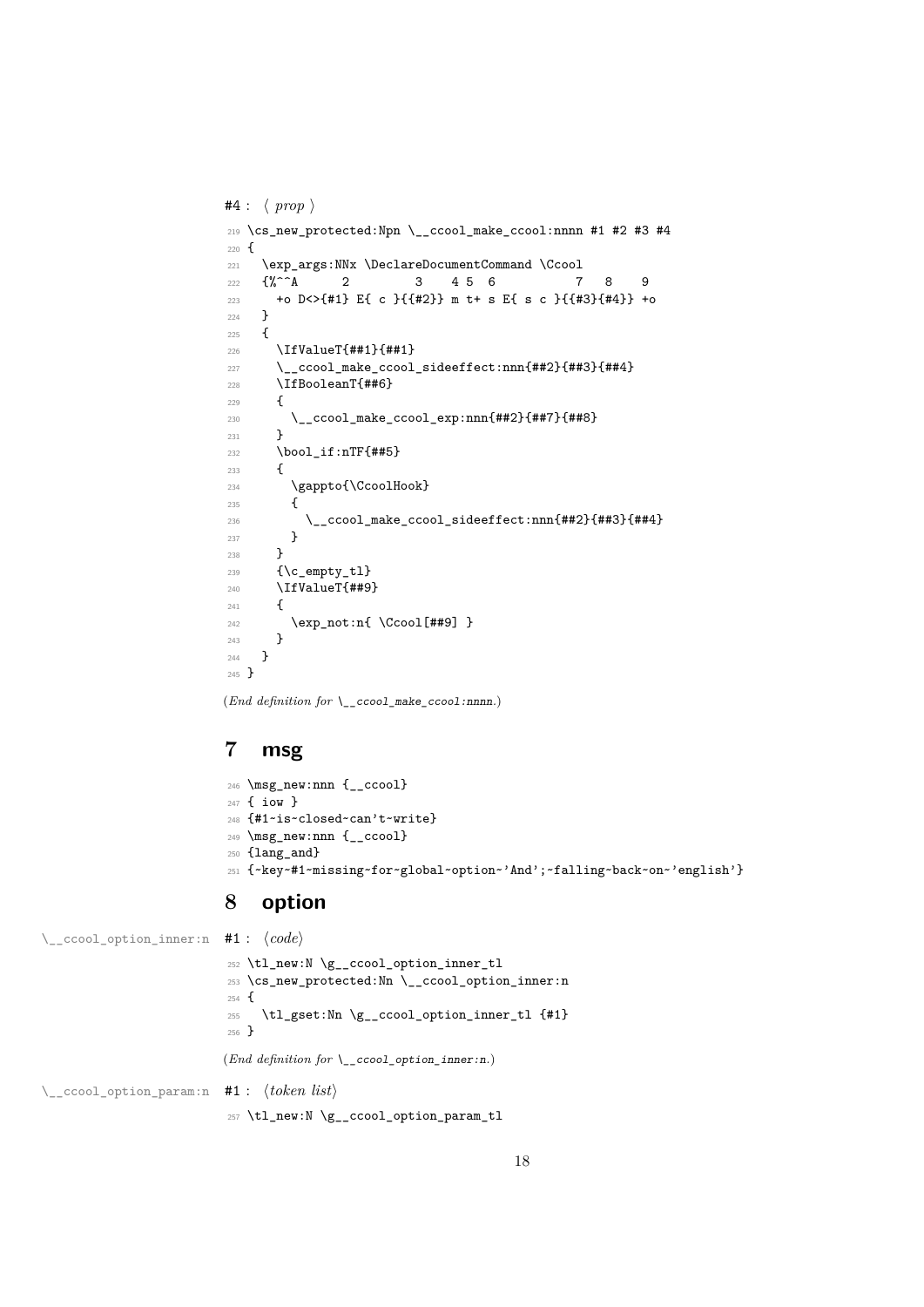#4 : ⟨ *prop* ⟩

```
219 \cs_new_protected:Npn \__ccool_make_ccool:nnnn #1 #2 #3 #4
220 {
221   \exp_args:NNx \DeclareDocumentCommand \Ccool
222   {%^^A      2         3    4 5  6           7   8    9
223     +o D<>{#1} E{ c }{{#2}} m t+ s E{ s c }{{#3}{#4}} +o
224   }
225   {
226     \IfValueT{##1}{##1}
227     \__ccool_make_ccool_sideeffect:nnn{##2}{##3}{##4}
228     \IfBooleanT{##6}
229     {
230       \__ccool_make_ccool_exp:nnn{##2}{##7}{##8}
231     }
232     \bool_if:nTF{##5}
233     {
234       \gappto{\CcoolHook}
235       {
236         \__ccool_make_ccool_sideeffect:nnn{##2}{##3}{##4}
237       }
238     }
239     {\c_empty_tl}
240     \IfValueT{##9}
241     {
242       \exp_not:n{ \Ccool[##9] }
243     }
244   }
245 }
```

(*End definition for* `\__ccool_make_ccool:nnnn`.)

## 7 msg

```
246 \msg_new:nnn {__ccool}
247 { iow }
248 {#1~is~closed~can't~write}
249 \msg_new:nnn {__ccool}
250 {lang_and}
251 {~key~#1~missing~for~global~option~'And';~falling~back~on~'english'}
```

## 8 option

`\__ccool_option_inner:n` #1 : ⟨*code*⟩

```
252 \tl_new:N \g__ccool_option_inner_tl
253 \cs_new_protected:Nn \__ccool_option_inner:n
254 {
255   \tl_gset:Nn \g__ccool_option_inner_tl {#1}
256 }
```

(*End definition for* `\__ccool_option_inner:n`.)

`\__ccool_option_param:n` #1 : ⟨*token list*⟩

```
257 \tl_new:N \g__ccool_option_param_tl
```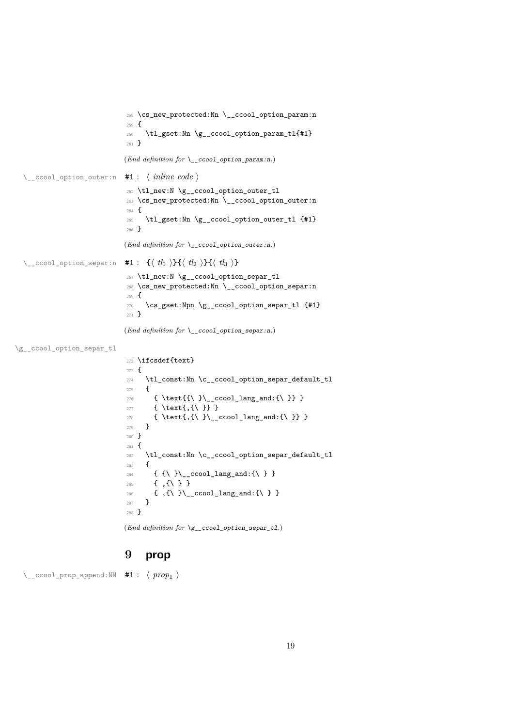```
258 \cs_new_protected:Nn \__ccool_option_param:n
259 {
260   \tl_gset:Nn \g__ccool_option_param_tl{#1}
261 }
```

(*End definition for* `\__ccool_option_param:n`.)

`\__ccool_option_outer:n` #1 : ⟨ *inline code* ⟩

```
262 \tl_new:N \g__ccool_option_outer_tl
263 \cs_new_protected:Nn \__ccool_option_outer:n
264 {
265   \tl_gset:Nn \g__ccool_option_outer_tl {#1}
266 }
```

(*End definition for* `\__ccool_option_outer:n`.)

`\__ccool_option_separ:n` #1 : {⟨ $tl_1$ ⟩}{⟨ $tl_2$ ⟩}{⟨ $tl_3$ ⟩}

```
267 \tl_new:N \g__ccool_option_separ_tl
268 \cs_new_protected:Nn \__ccool_option_separ:n
269 {
270   \cs_gset:Npn \g__ccool_option_separ_tl {#1}
271 }
```

(*End definition for* `\__ccool_option_separ:n`.)

`\g__ccool_option_separ_tl`

```
272 \ifcsdef{text}
273 {
274   \tl_const:Nn \c__ccool_option_separ_default_tl
275   {
276     { \text{{\ }\__ccool_lang_and:{\ }} }
277     { \text{,{\ }} }
278     { \text{,{\ }\__ccool_lang_and:{\ }} }
279   }
280 }
281 {
282   \tl_const:Nn \c__ccool_option_separ_default_tl
283   {
284     { {\ }\__ccool_lang_and:{\ } }
285     { ,{\ } }
286     { ,{\ }\__ccool_lang_and:{\ } }
287   }
288 }
```

(*End definition for* `\g__ccool_option_separ_tl`.)

# 9 prop

`\__ccool_prop_append:NN` #1 : ⟨ $prop_1$ ⟩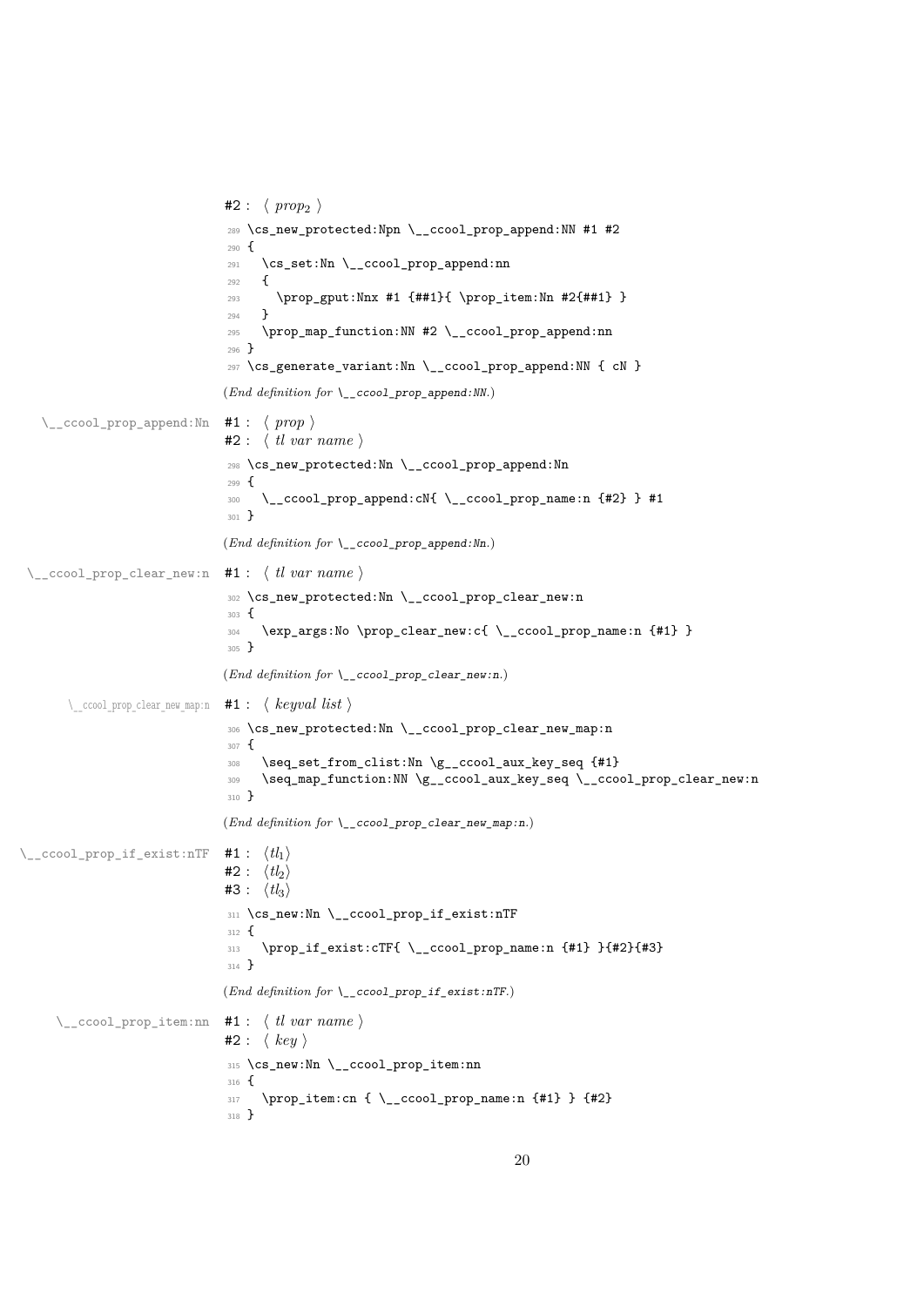#2 : ⟨ $prop_2$ ⟩

```
289 \cs_new_protected:Npn \__ccool_prop_append:NN #1 #2
290 {
291   \cs_set:Nn \__ccool_prop_append:nn
292   {
293     \prop_gput:Nnx #1 {##1}{ \prop_item:Nn #2{##1} }
294   }
295   \prop_map_function:NN #2 \__ccool_prop_append:nn
296 }
297 \cs_generate_variant:Nn \__ccool_prop_append:NN { cN }
```

(*End definition for* `\__ccool_prop_append:NN`.)

`\__ccool_prop_append:Nn`

#1 : ⟨ *prop* ⟩
#2 : ⟨ *tl var name* ⟩

```
298 \cs_new_protected:Nn \__ccool_prop_append:Nn
299 {
300   \__ccool_prop_append:cN{ \__ccool_prop_name:n {#2} } #1
301 }
```

(*End definition for* `\__ccool_prop_append:Nn`.)

`\__ccool_prop_clear_new:n`

#1 : ⟨ *tl var name* ⟩

```
302 \cs_new_protected:Nn \__ccool_prop_clear_new:n
303 {
304   \exp_args:No \prop_clear_new:c{ \__ccool_prop_name:n {#1} }
305 }
```

(*End definition for* `\__ccool_prop_clear_new:n`.)

`\__ccool_prop_clear_new_map:n`

#1 : ⟨ *keyval list* ⟩

```
306 \cs_new_protected:Nn \__ccool_prop_clear_new_map:n
307 {
308   \seq_set_from_clist:Nn \g__ccool_aux_key_seq {#1}
309   \seq_map_function:NN \g__ccool_aux_key_seq \__ccool_prop_clear_new:n
310 }
```

(*End definition for* `\__ccool_prop_clear_new_map:n`.)

`\__ccool_prop_if_exist:nTF`

#1 : ⟨$tl_1$⟩
#2 : ⟨$tl_2$⟩
#3 : ⟨$tl_3$⟩

```
311 \cs_new:Nn \__ccool_prop_if_exist:nTF
312 {
313   \prop_if_exist:cTF{ \__ccool_prop_name:n {#1} }{#2}{#3}
314 }
```

(*End definition for* `\__ccool_prop_if_exist:nTF`.)

`\__ccool_prop_item:nn`

#1 : ⟨ *tl var name* ⟩
#2 : ⟨ *key* ⟩

```
315 \cs_new:Nn \__ccool_prop_item:nn
316 {
317   \prop_item:cn { \__ccool_prop_name:n {#1} } {#2}
318 }
```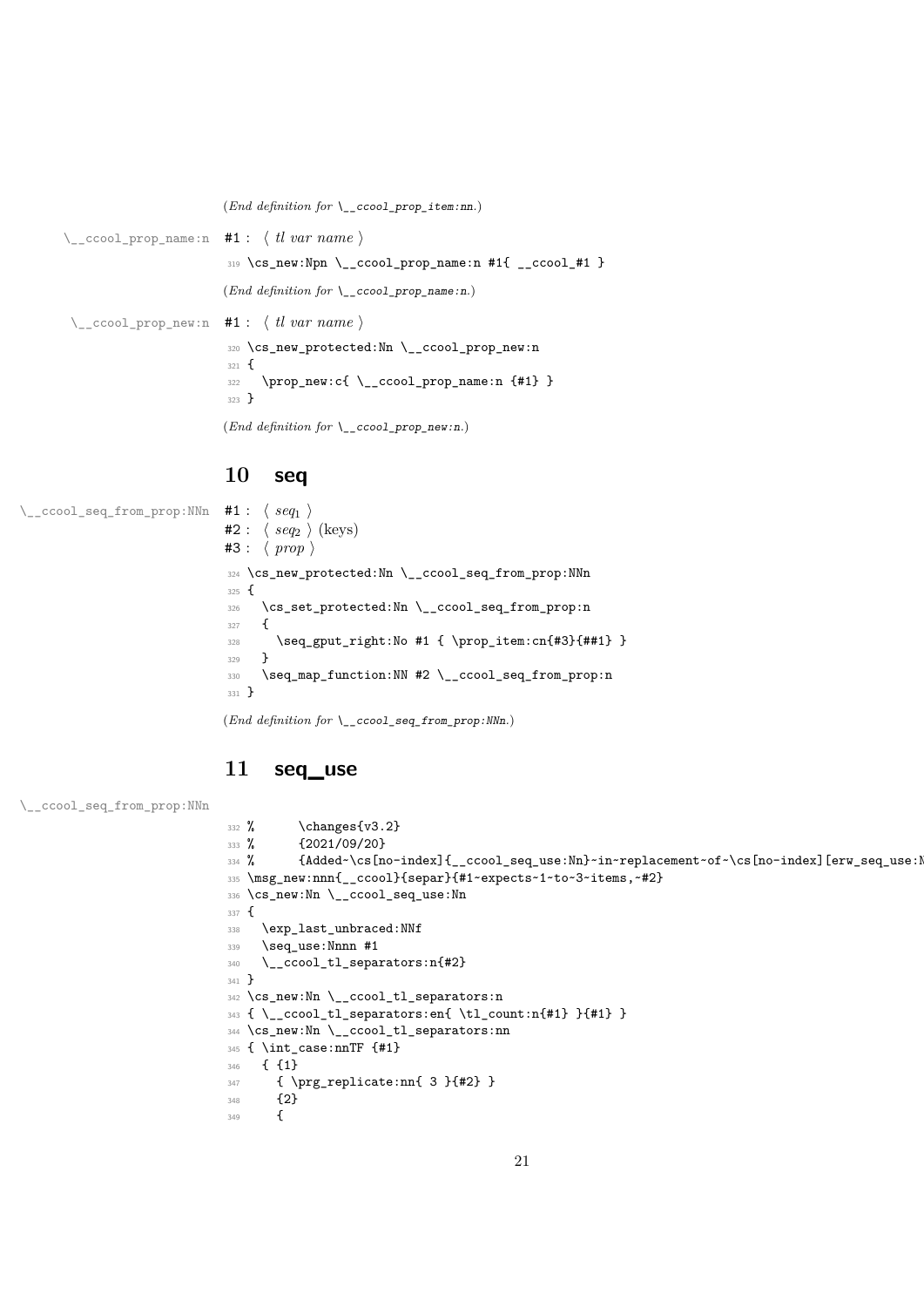(*End definition for* `\__ccool_prop_item:nn`.)

`\__ccool_prop_name:n` #1 : ⟨ *tl var name* ⟩

```
319 \cs_new:Npn \__ccool_prop_name:n #1{ __ccool_#1 }
```

(*End definition for* `\__ccool_prop_name:n`.)

`\__ccool_prop_new:n` #1 : ⟨ *tl var name* ⟩

```
320 \cs_new_protected:Nn \__ccool_prop_new:n
321 {
322   \prop_new:c{ \__ccool_prop_name:n {#1} }
323 }
```

(*End definition for* `\__ccool_prop_new:n`.)

## 10 seq

`\__ccool_seq_from_prop:NNn` #1 : ⟨ $seq_1$ ⟩
#2 : ⟨ $seq_2$ ⟩ (keys)
#3 : ⟨ *prop* ⟩

```
324 \cs_new_protected:Nn \__ccool_seq_from_prop:NNn
325 {
326   \cs_set_protected:Nn \__ccool_seq_from_prop:n
327   {
328     \seq_gput_right:No #1 { \prop_item:cn{#3}{##1} }
329   }
330   \seq_map_function:NN #2 \__ccool_seq_from_prop:n
331 }
```

(*End definition for* `\__ccool_seq_from_prop:NNn`.)

## 11 seq_use

`\__ccool_seq_from_prop:NNn`

```
332 %      \changes{v3.2}
333 %      {2021/09/20}
334 %      {Added~\cs[no-index]{__ccool_seq_use:Nn}~in~replacement~of~\cs[no-index][erw_seq_use:N
335 \msg_new:nnn{__ccool}{separ}{#1~expects~1~to~3~items,~#2}
336 \cs_new:Nn \__ccool_seq_use:Nn
337 {
338   \exp_last_unbraced:NNf
339   \seq_use:Nnnn #1
340   \__ccool_tl_separators:n{#2}
341 }
342 \cs_new:Nn \__ccool_tl_separators:n
343 { \__ccool_tl_separators:en{ \tl_count:n{#1} }{#1} }
344 \cs_new:Nn \__ccool_tl_separators:nn
345 { \int_case:nnTF {#1}
346   { {1}
347     { \prg_replicate:nn{ 3 }{#2} }
348     {2}
349     {
```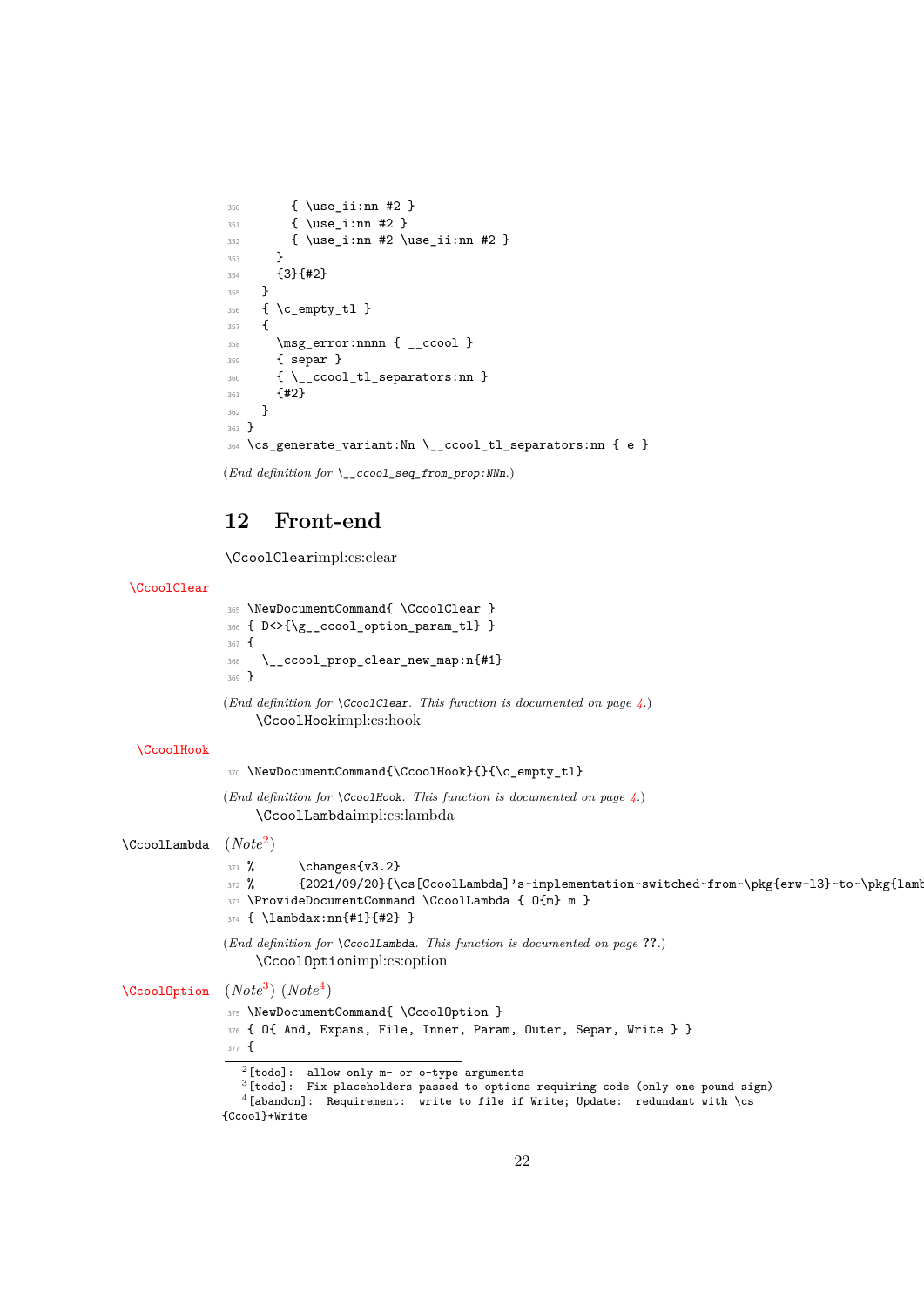```
350       { \use_ii:nn #2 }
351       { \use_i:nn #2 }
352       { \use_i:nn #2 \use_ii:nn #2 }
353     }
354     {3}{#2}
355   }
356   { \c_empty_tl }
357   {
358     \msg_error:nnnn { __ccool }
359     { separ }
360     { \__ccool_tl_separators:nn }
361     {#2}
362   }
363 }
364 \cs_generate_variant:Nn \__ccool_tl_separators:nn { e }
```

(*End definition for* `\__ccool_seq_from_prop:NNn`*.*)

## 12 Front-end

\CcoolClearimpl:cs:clear

\CcoolClear

```
365 \NewDocumentCommand{ \CcoolClear }
366 { D<>{\g__ccool_option_param_tl} }
367 {
368   \__ccool_prop_clear_new_map:n{#1}
369 }
```

(*End definition for* `\CcoolClear`*. This function is documented on page 4.*)

\CcoolHookimpl:cs:hook

\CcoolHook

```
370 \NewDocumentCommand{\CcoolHook}{}{\c_empty_tl}
```

(*End definition for* `\CcoolHook`*. This function is documented on page 4.*)

\CcoolLambdaimpl:cs:lambda

\CcoolLambda (*Note*[2])

```
371 %       \changes{v3.2}
372 %       {2021/09/20}{\cs[CcoolLambda]'s~implementation~switched~from~\pkg{erw-l3}~to~\pkg{lamb
373 \ProvideDocumentCommand \CcoolLambda { O{m} m }
374 { \lambdax:nn{#1}{#2} }
```

(*End definition for* `\CcoolLambda`*. This function is documented on page* **??***.*)

\CcoolOptionimpl:cs:option

\CcoolOption (*Note*[3]) (*Note*[4])

```
375 \NewDocumentCommand{ \CcoolOption }
376 { O{ And, Expans, File, Inner, Param, Outer, Separ, Write } }
377 {
```

---

[2] [todo]: allow only m- or o-type arguments

[3] [todo]: Fix placeholders passed to options requiring code (only one pound sign)

[4] [abandon]: Requirement: write to file if Write; Update: redundant with \cs {Ccool}+Write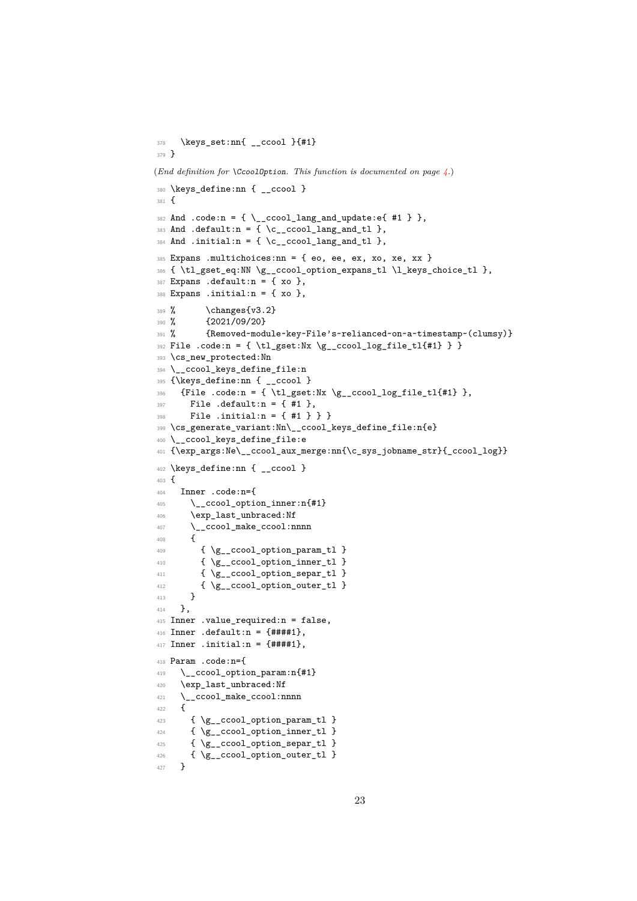```
378   \keys_set:nn{ __ccool }{#1}
379 }
```

(*End definition for \CcoolOption. This function is documented on page 4.*)

```
380 \keys_define:nn { __ccool }
381 {
382 And .code:n = { \__ccool_lang_and_update:e{ #1 } },
383 And .default:n = { \c__ccool_lang_and_tl },
384 And .initial:n = { \c__ccool_lang_and_tl },
385 Expans .multichoices:nn = { eo, ee, ex, xo, xe, xx }
386 { \tl_gset_eq:NN \g__ccool_option_expans_tl \l_keys_choice_tl },
387 Expans .default:n = { xo },
388 Expans .initial:n = { xo },
389 %       \changes{v3.2}
390 %       {2021/09/20}
391 %       {Removed~module~key~File's~relianced~on~a~timestamp~(clumsy)}
392 File .code:n = { \tl_gset:Nx \g__ccool_log_file_tl{#1} } }
393 \cs_new_protected:Nn
394 \__ccool_keys_define_file:n
395 {\keys_define:nn { __ccool }
396   {File .code:n = { \tl_gset:Nx \g__ccool_log_file_tl{#1} },
397     File .default:n = { #1 },
398     File .initial:n = { #1 } } }
399 \cs_generate_variant:Nn\__ccool_keys_define_file:n{e}
400 \__ccool_keys_define_file:e
401 {\exp_args:Ne\__ccool_aux_merge:nn{\c_sys_jobname_str}{_ccool_log}}
402 \keys_define:nn { __ccool }
403 {
404   Inner .code:n={
405     \__ccool_option_inner:n{#1}
406     \exp_last_unbraced:Nf
407     \__ccool_make_ccool:nnnn
408     {
409       { \g__ccool_option_param_tl }
410       { \g__ccool_option_inner_tl }
411       { \g__ccool_option_separ_tl }
412       { \g__ccool_option_outer_tl }
413     }
414   },
415 Inner .value_required:n = false,
416 Inner .default:n = {####1},
417 Inner .initial:n = {####1},
418 Param .code:n={
419   \__ccool_option_param:n{#1}
420   \exp_last_unbraced:Nf
421   \__ccool_make_ccool:nnnn
422   {
423     { \g__ccool_option_param_tl }
424     { \g__ccool_option_inner_tl }
425     { \g__ccool_option_separ_tl }
426     { \g__ccool_option_outer_tl }
427   }
```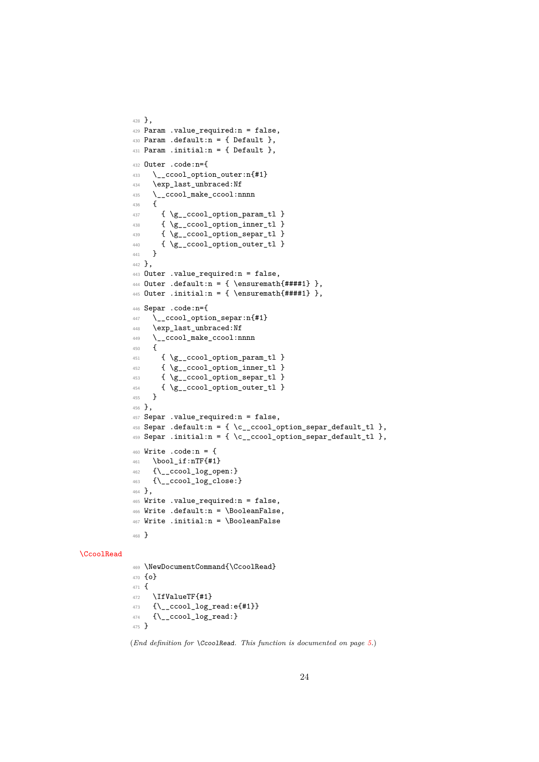```
428 },
429 Param .value_required:n = false,
430 Param .default:n = { Default },
431 Param .initial:n = { Default },
432 Outer .code:n={
433   \__ccool_option_outer:n{#1}
434   \exp_last_unbraced:Nf
435   \__ccool_make_ccool:nnnn
436   {
437     { \g__ccool_option_param_tl }
438     { \g__ccool_option_inner_tl }
439     { \g__ccool_option_separ_tl }
440     { \g__ccool_option_outer_tl }
441   }
442 },
443 Outer .value_required:n = false,
444 Outer .default:n = { \ensuremath{####1} },
445 Outer .initial:n = { \ensuremath{####1} },
446 Separ .code:n={
447   \__ccool_option_separ:n{#1}
448   \exp_last_unbraced:Nf
449   \__ccool_make_ccool:nnnn
450   {
451     { \g__ccool_option_param_tl }
452     { \g__ccool_option_inner_tl }
453     { \g__ccool_option_separ_tl }
454     { \g__ccool_option_outer_tl }
455   }
456 },
457 Separ .value_required:n = false,
458 Separ .default:n = { \c__ccool_option_separ_default_tl },
459 Separ .initial:n = { \c__ccool_option_separ_default_tl },
460 Write .code:n = {
461   \bool_if:nTF{#1}
462   {\__ccool_log_open:}
463   {\__ccool_log_close:}
464 },
465 Write .value_required:n = false,
466 Write .default:n = \BooleanFalse,
467 Write .initial:n = \BooleanFalse
468 }
```

\CcoolRead

```
469 \NewDocumentCommand{\CcoolRead}
470 {o}
471 {
472   \IfValueTF{#1}
473   {\__ccool_log_read:e{#1}}
474   {\__ccool_log_read:}
475 }
```

(*End definition for* `\CcoolRead`. *This function is documented on page 5.*)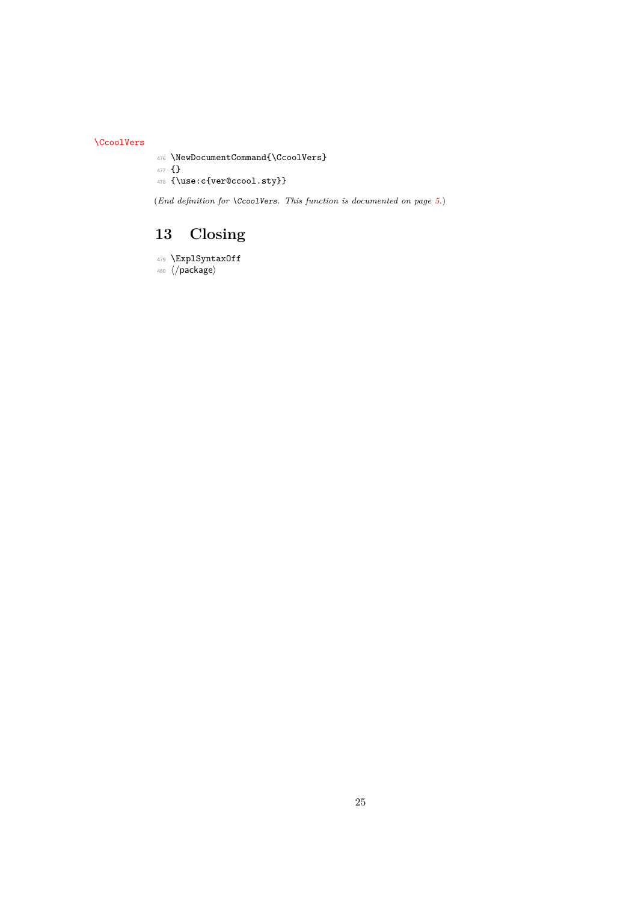\CcoolVers

```
476 \NewDocumentCommand{\CcoolVers}
477 {}
478 {\use:c{ver@ccool.sty}}
```

(*End definition for* `\CcoolVers`. *This function is documented on page 5.*)

## 13 Closing

```
479 \ExplSyntaxOff
480 ⟨/package⟩
```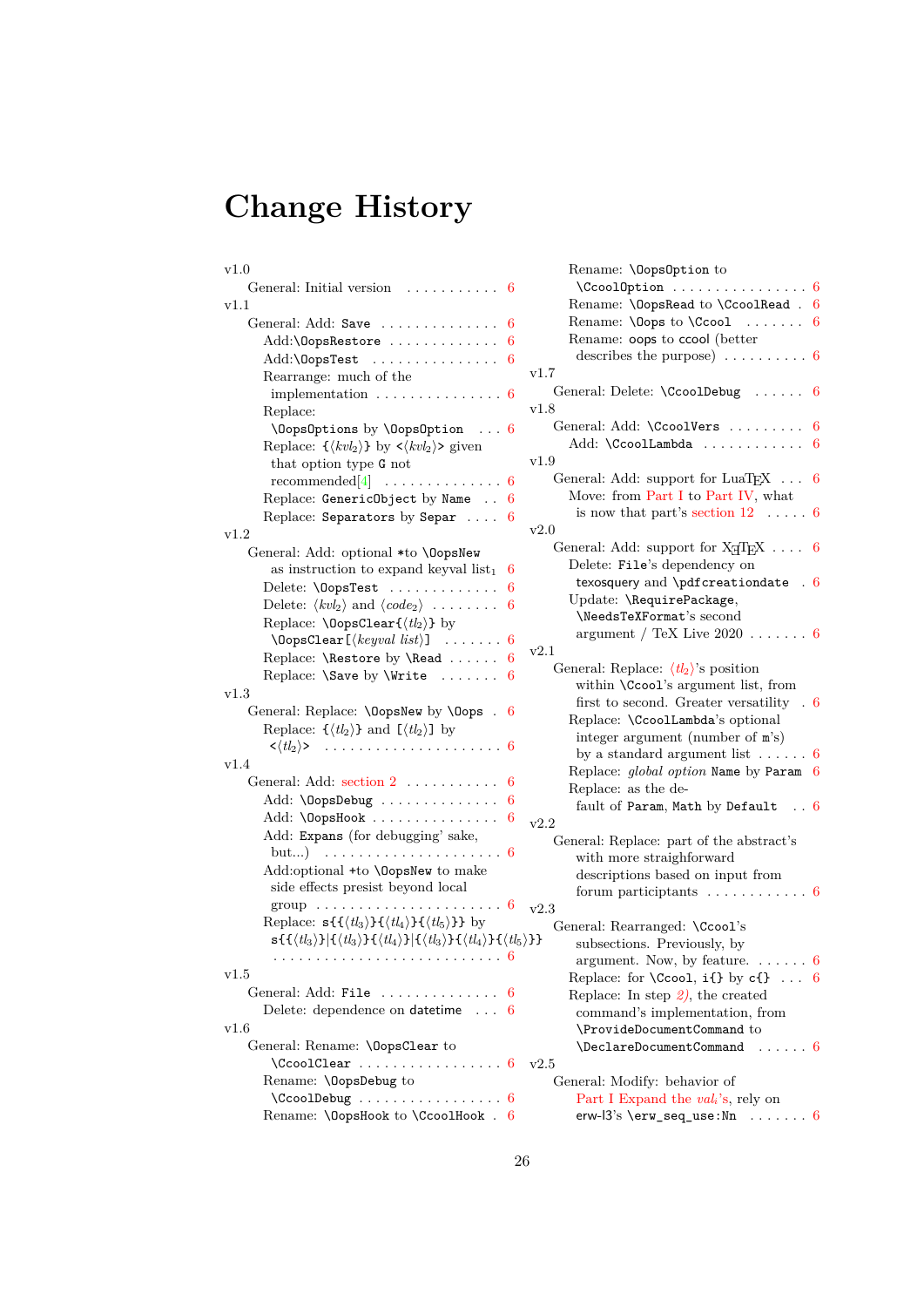# Change History

v1.0
- General: Initial version . . . . . . . . . . . 6

v1.1
- General: Add: `Save` . . . . . . . . . . . . . . 6
- Add:`\OopsRestore` . . . . . . . . . . . . . 6
- Add:`\OopsTest` . . . . . . . . . . . . . . . 6
- Rearrange: much of the implementation . . . . . . . . . . . . . . . 6
- Replace: `\OopsOptions` by `\OopsOption` . . . 6
- Replace: `{`⟨*kvl*$_2$⟩`}` by `<`⟨*kvl*$_2$⟩`>` given that option type `G` not recommended[4] . . . . . . . . . . . . . . 6
- Replace: `GenericObject` by `Name` . . 6
- Replace: `Separators` by `Separ` . . . . 6

v1.2
- General: Add: optional `*`to `\OopsNew` as instruction to expand keyval list$_1$ 6
- Delete: `\OopsTest` . . . . . . . . . . . . 6
- Delete: ⟨*kvl*$_2$⟩ and ⟨*code*$_2$⟩ . . . . . . . . 6
- Replace: `\OopsClear{`⟨*tl*$_2$⟩`}` by `\OopsClear[`⟨*keyval list*⟩`]` . . . . . . . 6
- Replace: `\Restore` by `\Read` . . . . . . 6
- Replace: `\Save` by `\Write` . . . . . . . 6

v1.3
- General: Replace: `\OopsNew` by `\Oops` . 6
- Replace: `{`⟨*tl*$_2$⟩`}` and `[`⟨*tl*$_2$⟩`]` by `<`⟨*tl*$_2$⟩`>` . . . . . . . . . . . . . . . . . . . . . 6

v1.4
- General: Add: section 2 . . . . . . . . . . . 6
- Add: `\OopsDebug` . . . . . . . . . . . . . . 6
- Add: `\OopsHook` . . . . . . . . . . . . . . . 6
- Add: `Expans` (for debugging' sake, but...) . . . . . . . . . . . . . . . . . . . . . 6
- Add:optional `+`to `\OopsNew` to make side effects presist beyond local group . . . . . . . . . . . . . . . . . . . . . . 6
- Replace: `s{{`⟨*tl*$_3$⟩`}{`⟨*tl*$_4$⟩`}{`⟨*tl*$_5$⟩`}}` by `s{{`⟨*tl*$_3$⟩`}|{`⟨*tl*$_3$⟩`}{`⟨*tl*$_4$⟩`}|{`⟨*tl*$_3$⟩`}{`⟨*tl*$_4$⟩`}{`⟨*tl*$_5$⟩`}}` . . . . . . . . . . . . . . . . . . . . . . . . . . 6

v1.5
- General: Add: `File` . . . . . . . . . . . . . . 6
- Delete: dependence on `datetime` . . . 6

v1.6
- General: Rename: `\OopsClear` to `\CcoolClear` . . . . . . . . . . . . . . . . . 6
- Rename: `\OopsDebug` to `\CcoolDebug` . . . . . . . . . . . . . . . . . 6
- Rename: `\OopsHook` to `\CcoolHook` . 6
- Rename: `\OopsOption` to `\CcoolOption` . . . . . . . . . . . . . . . . 6
- Rename: `\OopsRead` to `\CcoolRead` . 6
- Rename: `\Oops` to `\Ccool` . . . . . . . 6
- Rename: `oops` to `ccool` (better describes the purpose) . . . . . . . . . . 6

v1.7
- General: Delete: `\CcoolDebug` . . . . . . 6

v1.8
- General: Add: `\CcoolVers` . . . . . . . . . 6
- Add: `\CcoolLambda` . . . . . . . . . . . . 6

v1.9
- General: Add: support for LuaTEX . . . 6
- Move: from Part I to Part IV, what is now that part's section 12 . . . . . 6

v2.0
- General: Add: support for XƎTEX . . . . 6
- Delete: `File`'s dependency on `texosquery` and `\pdfcreationdate` . 6
- Update: `\RequirePackage`, `\NeedsTeXFormat`'s second argument / TeX Live 2020 . . . . . . . 6

v2.1
- General: Replace: ⟨*tl*$_2$⟩'s position within `\Ccool`'s argument list, from first to second. Greater versatility . 6
- Replace: `\CcoolLambda`'s optional integer argument (number of `m`'s) by a standard argument list . . . . . . 6
- Replace: *global option* `Name` by `Param` 6
- Replace: as the default of `Param`, `Math` by `Default` . . 6

v2.2
- General: Replace: part of the abstract's with more straighforward descriptions based on input from forum participants . . . . . . . . . . . . 6

v2.3
- General: Rearranged: `\Ccool`'s subsections. Previously, by argument. Now, by feature. . . . . . . 6
- Replace: for `\Ccool`, `i{}` by `c{}` . . . 6
- Replace: In step *2)*, the created command's implementation, from `\ProvideDocumentCommand` to `\DeclareDocumentCommand` . . . . . . 6

v2.5
- General: Modify: behavior of Part I Expand the *val*$_i$'s, rely on `erw-l3`'s `\erw_seq_use:Nn` . . . . . . . 6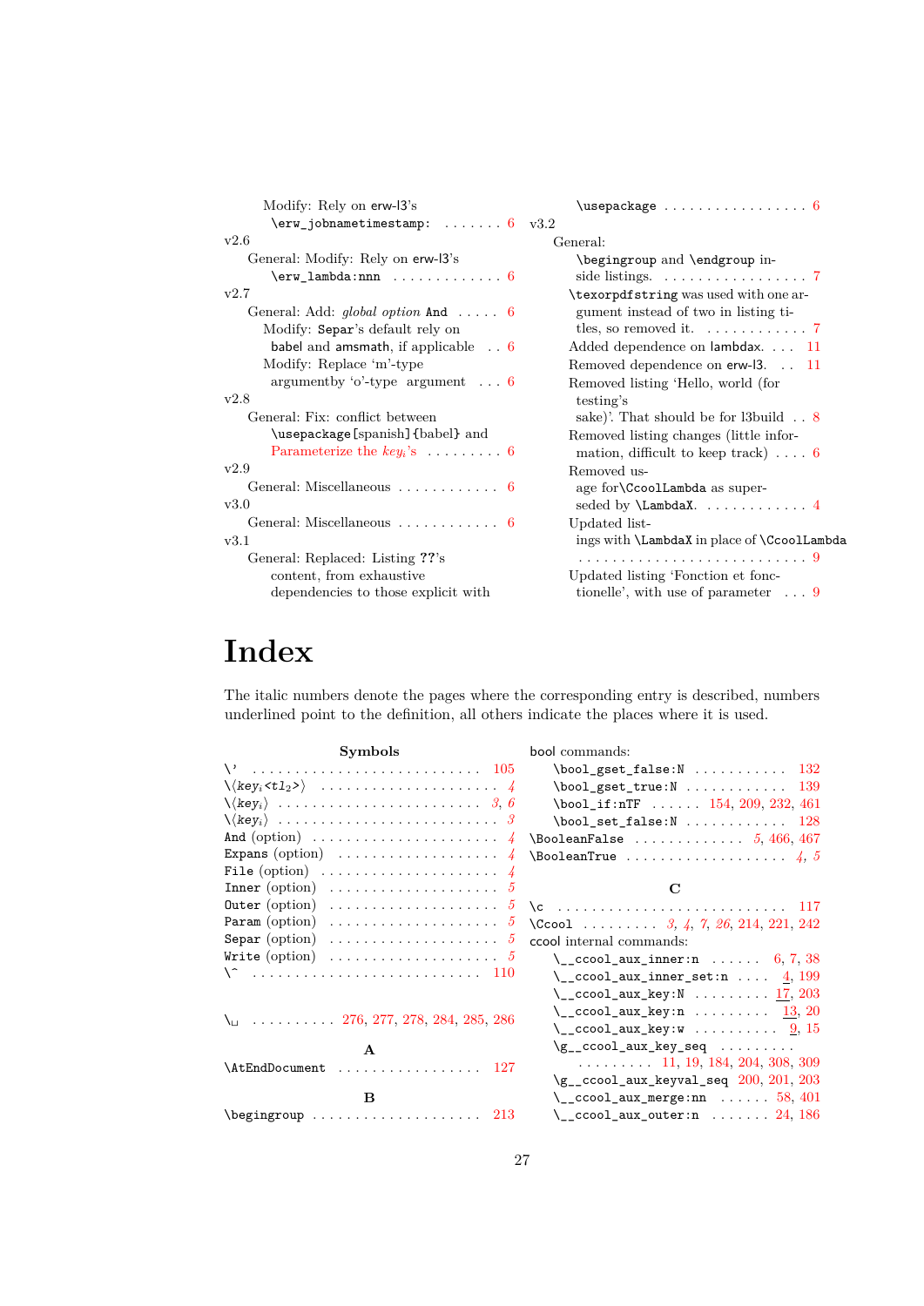Modify: Rely on erw-l3's `\erw_jobnametimestamp:` . . . 6

v2.6

General: Modify: Rely on erw-l3's `\erw_lambda:nnn` . . . 6

v2.7

General: Add: *global option* `And` . . . 6

Modify: `Separ`'s default rely on babel and amsmath, if applicable . . . 6

Modify: Replace 'm'-type argumentby 'o'-type argument . . . 6

v2.8

General: Fix: conflict between `\usepackage[spanish]{babel}` and Parameterize the $key_i$'s . . . 6

v2.9

General: Miscellaneous . . . 6

v3.0

General: Miscellaneous . . . 6

v3.1

General: Replaced: Listing ??'s content, from exhaustive dependencies to those explicit with `\usepackage` . . . 6

v3.2

General:

`\begingroup` and `\endgroup` inside listings. . . . 7

`\texorpdfstring` was used with one argument instead of two in listing titles, so removed it. . . . 7

Added dependence on lambdax. . . . 11

Removed dependence on erw-l3. . . . 11

Removed listing 'Hello, world (for testing's sake)'. That should be for l3build . . . 8

Removed listing changes (little information, difficult to keep track) . . . 6

Removed usage for`\CcoolLambda` as superseded by `\LambdaX`. . . . 4

Updated listings with `\LambdaX` in place of `\CcoolLambda` . . . 9

Updated listing 'Fonction et fonctionelle', with use of parameter . . . 9

# Index

The italic numbers denote the pages where the corresponding entry is described, numbers underlined point to the definition, all others indicate the places where it is used.

**Symbols**

`\'` . . . 105
`\⟨key_i<tl_2>⟩` . . . *4*
`\⟨key_i⟩` . . . *3*, *6*
`\⟨key_i⟩` . . . *3*
`And` (option) . . . *4*
`Expans` (option) . . . *4*
`File` (option) . . . *4*
`Inner` (option) . . . *5*
`Outer` (option) . . . *5*
`Param` (option) . . . *5*
`Separ` (option) . . . *5*
`Write` (option) . . . *5*
`\^` . . . 110
`\␣` . . . 276, 277, 278, 284, 285, 286

**A**

`\AtEndDocument` . . . 127

**B**

`\begingroup` . . . 213

bool commands:
- `\bool_gset_false:N` . . . 132
- `\bool_gset_true:N` . . . 139
- `\bool_if:nTF` . . . 154, 209, 232, 461
- `\bool_set_false:N` . . . 128

`\BooleanFalse` . . . *5*, 466, 467
`\BooleanTrue` . . . *4*, *5*

**C**

`\c` . . . 117
`\Ccool` . . . *3*, *4*, *7*, *26*, 214, 221, 242

ccool internal commands:
- `\__ccool_aux_inner:n` . . . 6, 7, 38
- `\__ccool_aux_inner_set:n` . . . 4, 199
- `\__ccool_aux_key:N` . . . 17, 203
- `\__ccool_aux_key:n` . . . 13, 20
- `\__ccool_aux_key:w` . . . 9, 15
- `\g__ccool_aux_key_seq` . . . 11, 19, 184, 204, 308, 309
- `\g__ccool_aux_keyval_seq` 200, 201, 203
- `\__ccool_aux_merge:nn` . . . 58, 401
- `\__ccool_aux_outer:n` . . . 24, 186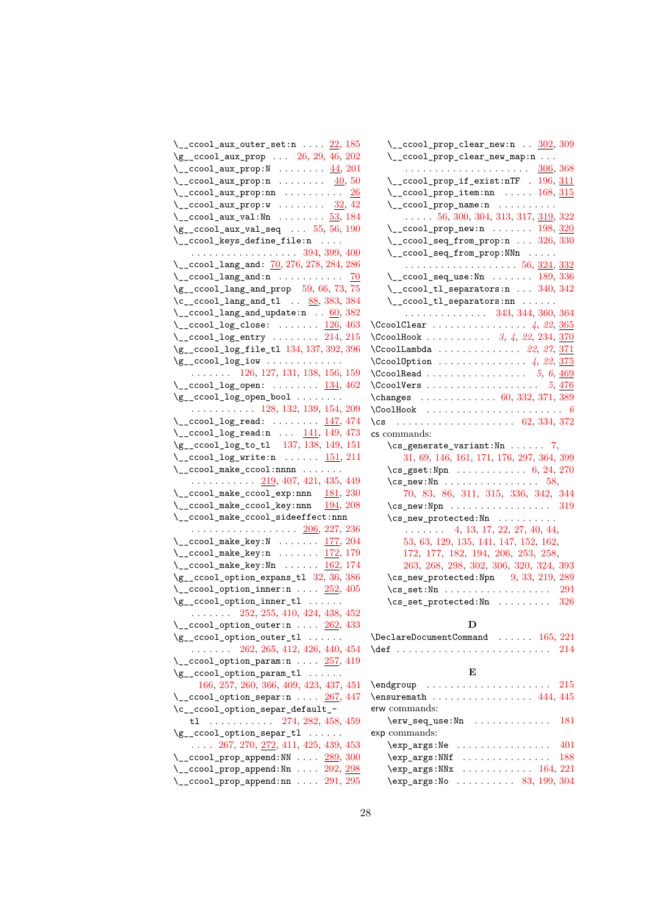\__ccool_aux_outer_set:n .... 22, 185
\g__ccool_aux_prop ... 26, 29, 46, 202
\__ccool_aux_prop:N ........ 44, 201
\__ccool_aux_prop:n ........ 40, 50
\__ccool_aux_prop:nn .......... 26
\__ccool_aux_prop:w ........ 32, 42
\__ccool_aux_val:Nn ........ 53, 184
\g__ccool_aux_val_seq ... 55, 56, 190
\__ccool_keys_define_file:n ....
.................. 394, 399, 400
\__ccool_lang_and: 70, 276, 278, 284, 286
\__ccool_lang_and:n ........... 70
\g__ccool_lang_and_prop 59, 66, 73, 75
\c__ccool_lang_and_tl .. 88, 383, 384
\__ccool_lang_and_update:n .. 60, 382
\__ccool_log_close: ....... 126, 463
\__ccool_log_entry ........ 214, 215
\g__ccool_log_file_tl 134, 137, 392, 396
\g__ccool_log_iow .............
....... 126, 127, 131, 138, 156, 159
\__ccool_log_open: ........ 134, 462
\g__ccool_log_open_bool ........
.......... 128, 132, 139, 154, 209
\__ccool_log_read: ........ 147, 474
\__ccool_log_read:n ... 141, 149, 473
\g__ccool_log_to_tl 137, 138, 149, 151
\__ccool_log_write:n ...... 151, 211
\__ccool_make_ccool:nnnn .......
........... 219, 407, 421, 435, 449
\__ccool_make_ccool_exp:nnn 181, 230
\__ccool_make_ccool_key:nnn 194, 208
\__ccool_make_ccool_sideeffect:nnn
.................. 206, 227, 236
\__ccool_make_key:N ....... 177, 204
\__ccool_make_key:n ....... 172, 179
\__ccool_make_key:Nn ...... 162, 174
\g__ccool_option_expans_tl 32, 36, 386
\__ccool_option_inner:n .... 252, 405
\g__ccool_option_inner_tl ......
....... 252, 255, 410, 424, 438, 452
\__ccool_option_outer:n .... 262, 433
\g__ccool_option_outer_tl ......
....... 262, 265, 412, 426, 440, 454
\__ccool_option_param:n .... 257, 419
\g__ccool_option_param_tl ......
166, 257, 260, 366, 409, 423, 437, 451
\__ccool_option_separ:n .... 267, 447
\c__ccool_option_separ_default_-
tl ........... 274, 282, 458, 459
\g__ccool_option_separ_tl ......
.... 267, 270, 272, 411, 425, 439, 453
\__ccool_prop_append:NN .... 289, 300
\__ccool_prop_append:Nn .... 202, 298
\__ccool_prop_append:nn .... 291, 295
\__ccool_prop_clear_new:n .. 302, 309
\__ccool_prop_clear_new_map:n ...
..................... 306, 368
\__ccool_prop_if_exist:nTF . 196, 311
\__ccool_prop_item:nn ..... 168, 315
\__ccool_prop_name:n ..........
..... 56, 300, 304, 313, 317, 319, 322
\__ccool_prop_new:n ....... 198, 320
\__ccool_seq_from_prop:n ... 326, 330
\__ccool_seq_from_prop:NNn .....
.................... 56, 324, 332
\__ccool_seq_use:Nn ....... 189, 336
\__ccool_tl_separators:n ... 340, 342
\__ccool_tl_separators:nn ......
.............. 343, 344, 360, 364
\CcoolClear ................ *4*, *22*, 365
\CcoolHook ........... *3*, *4*, *22*, 234, 370
\CcoolLambda .............. *22*, *27*, 371
\CcoolOption ............... *4*, *22*, 375
\CcoolRead ................. *5*, *6*, 469
\CcoolVers ................... *5*, 476
\changes ............. 60, 332, 371, 389
\CoolHook ...................... *6*
\cs .................... 62, 334, 372
cs commands:
\cs_generate_variant:Nn ...... 7,
31, 69, 146, 161, 171, 176, 297, 364, 399
\cs_gset:Npn ............ 6, 24, 270
\cs_new:Nn ................ 58,
70, 83, 86, 311, 315, 336, 342, 344
\cs_new:Npn ................. 319
\cs_new_protected:Nn ..........
....... 4, 13, 17, 22, 27, 40, 44,
53, 63, 129, 135, 141, 147, 152, 162,
172, 177, 182, 194, 206, 253, 258,
263, 268, 298, 302, 306, 320, 324, 393
\cs_new_protected:Npn 9, 33, 219, 289
\cs_set:Nn .................. 291
\cs_set_protected:Nn ......... 326

### D

\DeclareDocumentCommand ...... 165, 221
\def ......................... 214

### E

\endgroup ..................... 215
\ensuremath ................. 444, 445
erw commands:
\erw_seq_use:Nn ............. 181
exp commands:
\exp_args:Ne ................ 401
\exp_args:NNf ............... 188
\exp_args:NNx ............ 164, 221
\exp_args:No .......... 83, 199, 304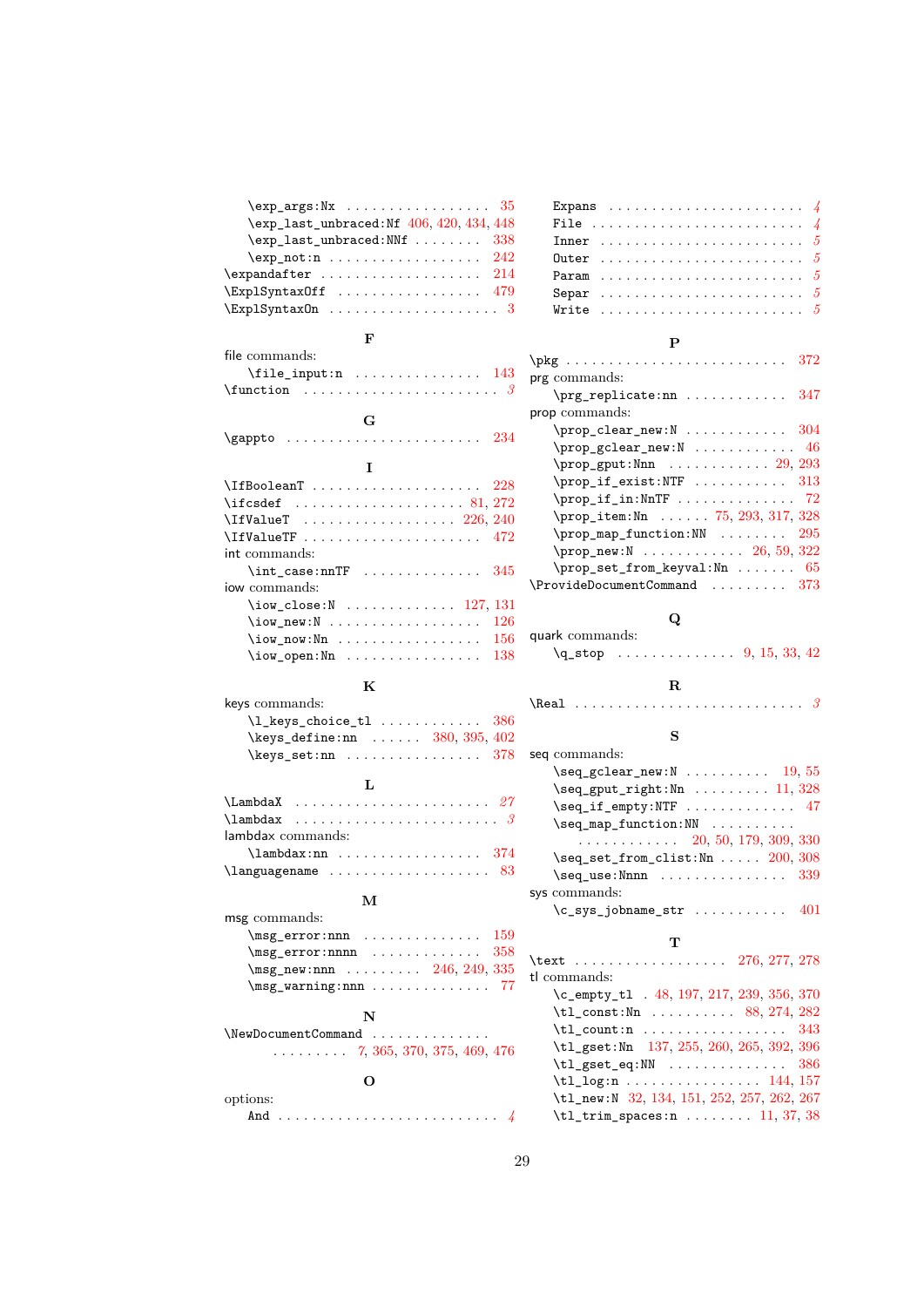\exp_args:Nx . . . . . . . . . . . . . . . . . 35
\exp_last_unbraced:Nf 406, 420, 434, 448
\exp_last_unbraced:NNf . . . . . . . . 338
\exp_not:n . . . . . . . . . . . . . . . . . . 242
\expandafter . . . . . . . . . . . . . . . . . . 214
\ExplSyntaxOff . . . . . . . . . . . . . . . . . 479
\ExplSyntaxOn . . . . . . . . . . . . . . . . . . . 3

**F**

file commands:
\file_input:n . . . . . . . . . . . . . . . 143
\function . . . . . . . . . . . . . . . . . . . . . . *3*

**G**

\gappto . . . . . . . . . . . . . . . . . . . . . . . 234

**I**

\IfBooleanT . . . . . . . . . . . . . . . . . . . . 228
\ifcsdef . . . . . . . . . . . . . . . . . . . . 81, 272
\IfValueT . . . . . . . . . . . . . . . . . . 226, 240
\IfValueTF . . . . . . . . . . . . . . . . . . . . . 472
int commands:
\int_case:nnTF . . . . . . . . . . . . . . 345
iow commands:
\iow_close:N . . . . . . . . . . . . . 127, 131
\iow_new:N . . . . . . . . . . . . . . . . . . 126
\iow_now:Nn . . . . . . . . . . . . . . . . . 156
\iow_open:Nn . . . . . . . . . . . . . . . . 138

**K**

keys commands:
\l_keys_choice_tl . . . . . . . . . . . . 386
\keys_define:nn . . . . . . 380, 395, 402
\keys_set:nn . . . . . . . . . . . . . . . . 378

**L**

\LambdaX . . . . . . . . . . . . . . . . . . . . . . . *27*
\lambdax . . . . . . . . . . . . . . . . . . . . . . . . *3*
lambdax commands:
\lambdax:nn . . . . . . . . . . . . . . . . . 374
\languagename . . . . . . . . . . . . . . . . . . . 83

**M**

msg commands:
\msg_error:nnn . . . . . . . . . . . . . . 159
\msg_error:nnnn . . . . . . . . . . . . . 358
\msg_new:nnn . . . . . . . . . 246, 249, 335
\msg_warning:nnn . . . . . . . . . . . . . . 77

**N**

\NewDocumentCommand . . . . . . . . . . . . . .
. . . . . . . . . 7, 365, 370, 375, 469, 476

**O**

options:
And . . . . . . . . . . . . . . . . . . . . . . . . . . *4*
Expans . . . . . . . . . . . . . . . . . . . . . . . *4*
File . . . . . . . . . . . . . . . . . . . . . . . . . *4*
Inner . . . . . . . . . . . . . . . . . . . . . . . . *5*
Outer . . . . . . . . . . . . . . . . . . . . . . . . *5*
Param . . . . . . . . . . . . . . . . . . . . . . . . *5*
Separ . . . . . . . . . . . . . . . . . . . . . . . . *5*
Write . . . . . . . . . . . . . . . . . . . . . . . . *5*

**P**

\pkg . . . . . . . . . . . . . . . . . . . . . . . . . . 372
prg commands:
\prg_replicate:nn . . . . . . . . . . . . 347
prop commands:
\prop_clear_new:N . . . . . . . . . . . . 304
\prop_gclear_new:N . . . . . . . . . . . . 46
\prop_gput:Nnn . . . . . . . . . . . . 29, 293
\prop_if_exist:NTF . . . . . . . . . . . 313
\prop_if_in:NnTF . . . . . . . . . . . . . . 72
\prop_item:Nn . . . . . . 75, 293, 317, 328
\prop_map_function:NN . . . . . . . . 295
\prop_new:N . . . . . . . . . . . . 26, 59, 322
\prop_set_from_keyval:Nn . . . . . . . 65
\ProvideDocumentCommand . . . . . . . . . 373

**Q**

quark commands:
\q_stop . . . . . . . . . . . . . . 9, 15, 33, 42

**R**

\Real . . . . . . . . . . . . . . . . . . . . . . . . . . *3*

**S**

seq commands:
\seq_gclear_new:N . . . . . . . . . . 19, 55
\seq_gput_right:Nn . . . . . . . . . 11, 328
\seq_if_empty:NTF . . . . . . . . . . . . . 47
\seq_map_function:NN . . . . . . . . . .
. . . . . . . . . . . . 20, 50, 179, 309, 330
\seq_set_from_clist:Nn . . . . . 200, 308
\seq_use:Nnnn . . . . . . . . . . . . . . . 339
sys commands:
\c_sys_jobname_str . . . . . . . . . . . 401

**T**

\text . . . . . . . . . . . . . . . . . . 276, 277, 278
tl commands:
\c_empty_tl . 48, 197, 217, 239, 356, 370
\tl_const:Nn . . . . . . . . . . 88, 274, 282
\tl_count:n . . . . . . . . . . . . . . . . . 343
\tl_gset:Nn 137, 255, 260, 265, 392, 396
\tl_gset_eq:NN . . . . . . . . . . . . . . 386
\tl_log:n . . . . . . . . . . . . . . . . 144, 157
\tl_new:N 32, 134, 151, 252, 257, 262, 267
\tl_trim_spaces:n . . . . . . . . 11, 37, 38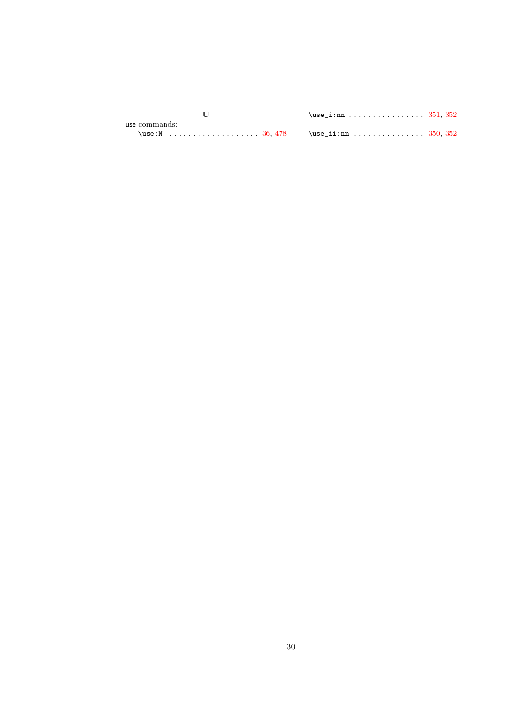## U

use commands:

- \use:N . . . . . . . . . . . . . . . . . . . . 36, 478
- \use_i:nn . . . . . . . . . . . . . . . . 351, 352
- \use_ii:nn . . . . . . . . . . . . . . . 350, 352